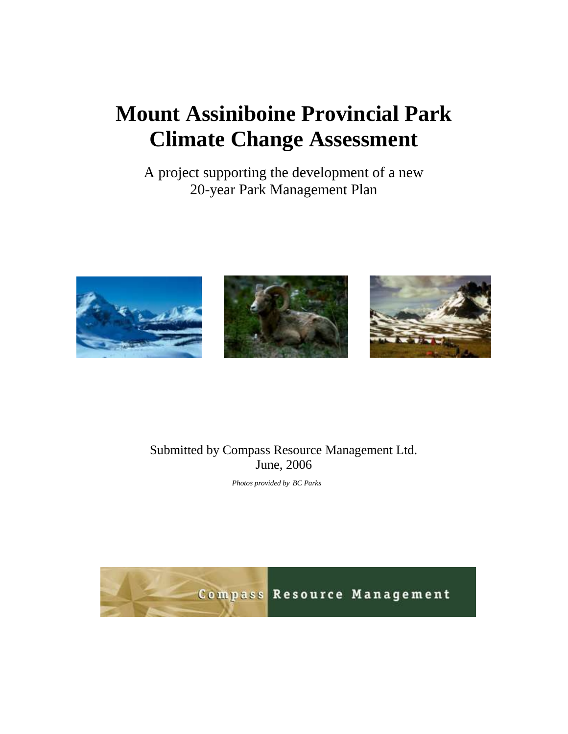# Mount Assiniboine Provincial Park Climate Change Assessment

A project supporting the development of a new 20-year Park Management Plan

Submitted by Compass Resource Management Ltd.
June, 2006

*Photos provided by BC Parks*

Compass Resource Management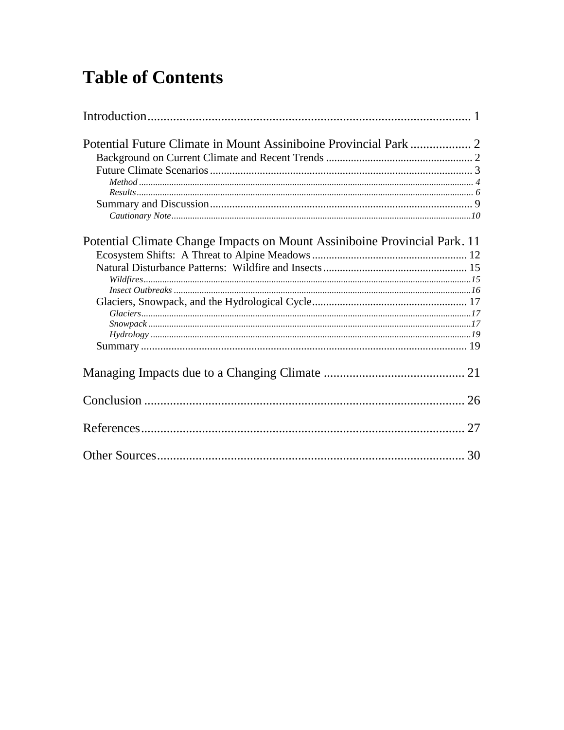# Table of Contents

Introduction .......... 1

Potential Future Climate in Mount Assiniboine Provincial Park .......... 2

- Background on Current Climate and Recent Trends .......... 2
- Future Climate Scenarios .......... 3
  - *Method* .......... 4
  - *Results* .......... 6
- Summary and Discussion .......... 9
  - *Cautionary Note* .......... 10

Potential Climate Change Impacts on Mount Assiniboine Provincial Park .......... 11

- Ecosystem Shifts: A Threat to Alpine Meadows .......... 12
- Natural Disturbance Patterns: Wildfire and Insects .......... 15
  - *Wildfires* .......... 15
  - *Insect Outbreaks* .......... 16
- Glaciers, Snowpack, and the Hydrological Cycle .......... 17
  - *Glaciers* .......... 17
  - *Snowpack* .......... 17
  - *Hydrology* .......... 19
- Summary .......... 19

Managing Impacts due to a Changing Climate .......... 21

Conclusion .......... 26

References .......... 27

Other Sources .......... 30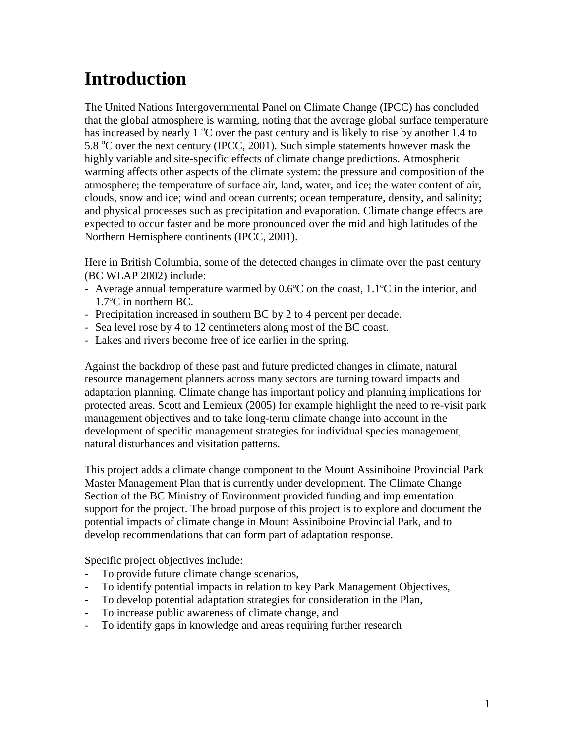# Introduction

The United Nations Intergovernmental Panel on Climate Change (IPCC) has concluded that the global atmosphere is warming, noting that the average global surface temperature has increased by nearly 1 $^{o}$C over the past century and is likely to rise by another 1.4 to 5.8 $^{o}$C over the next century (IPCC, 2001). Such simple statements however mask the highly variable and site-specific effects of climate change predictions. Atmospheric warming affects other aspects of the climate system: the pressure and composition of the atmosphere; the temperature of surface air, land, water, and ice; the water content of air, clouds, snow and ice; wind and ocean currents; ocean temperature, density, and salinity; and physical processes such as precipitation and evaporation. Climate change effects are expected to occur faster and be more pronounced over the mid and high latitudes of the Northern Hemisphere continents (IPCC, 2001).

Here in British Columbia, some of the detected changes in climate over the past century (BC WLAP 2002) include:

- Average annual temperature warmed by 0.6ºC on the coast, 1.1ºC in the interior, and 1.7ºC in northern BC.
- Precipitation increased in southern BC by 2 to 4 percent per decade.
- Sea level rose by 4 to 12 centimeters along most of the BC coast.
- Lakes and rivers become free of ice earlier in the spring.

Against the backdrop of these past and future predicted changes in climate, natural resource management planners across many sectors are turning toward impacts and adaptation planning. Climate change has important policy and planning implications for protected areas. Scott and Lemieux (2005) for example highlight the need to re-visit park management objectives and to take long-term climate change into account in the development of specific management strategies for individual species management, natural disturbances and visitation patterns.

This project adds a climate change component to the Mount Assiniboine Provincial Park Master Management Plan that is currently under development. The Climate Change Section of the BC Ministry of Environment provided funding and implementation support for the project. The broad purpose of this project is to explore and document the potential impacts of climate change in Mount Assiniboine Provincial Park, and to develop recommendations that can form part of adaptation response.

Specific project objectives include:

- To provide future climate change scenarios,
- To identify potential impacts in relation to key Park Management Objectives,
- To develop potential adaptation strategies for consideration in the Plan,
- To increase public awareness of climate change, and
- To identify gaps in knowledge and areas requiring further research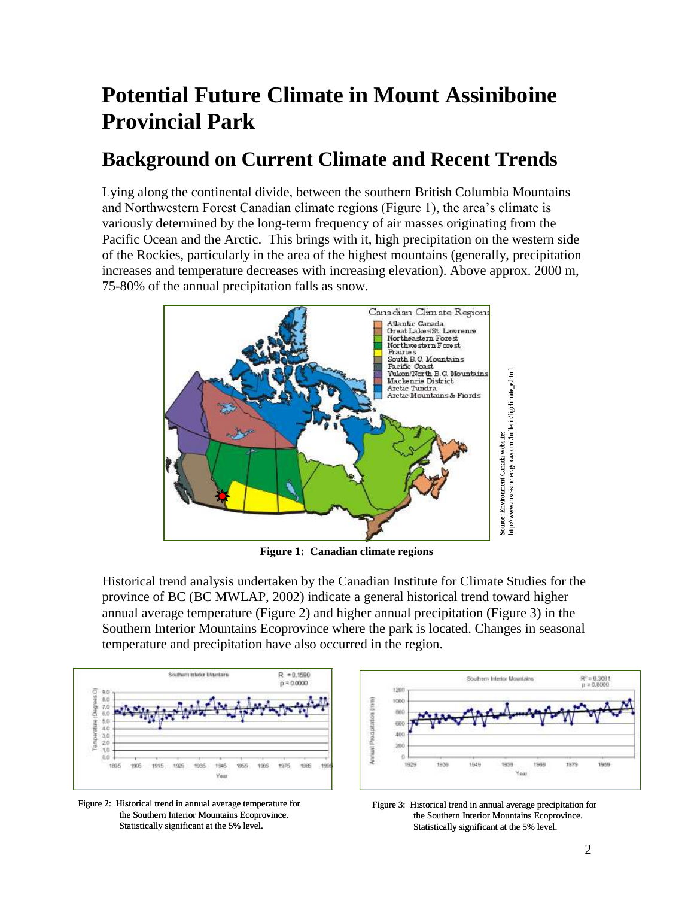# Potential Future Climate in Mount Assiniboine Provincial Park

## Background on Current Climate and Recent Trends

Lying along the continental divide, between the southern British Columbia Mountains and Northwestern Forest Canadian climate regions (Figure 1), the area's climate is variously determined by the long-term frequency of air masses originating from the Pacific Ocean and the Arctic. This brings with it, high precipitation on the western side of the Rockies, particularly in the area of the highest mountains (generally, precipitation increases and temperature decreases with increasing elevation). Above approx. 2000 m, 75-80% of the annual precipitation falls as snow.

**Figure 1: Canadian climate regions**

Historical trend analysis undertaken by the Canadian Institute for Climate Studies for the province of BC (BC MWLAP, 2002) indicate a general historical trend toward higher annual average temperature (Figure 2) and higher annual precipitation (Figure 3) in the Southern Interior Mountains Ecoprovince where the park is located. Changes in seasonal temperature and precipitation have also occurred in the region.

Figure 2: Historical trend in annual average temperature for the Southern Interior Mountains Ecoprovince. Statistically significant at the 5% level.

Figure 3: Historical trend in annual average precipitation for the Southern Interior Mountains Ecoprovince. Statistically significant at the 5% level.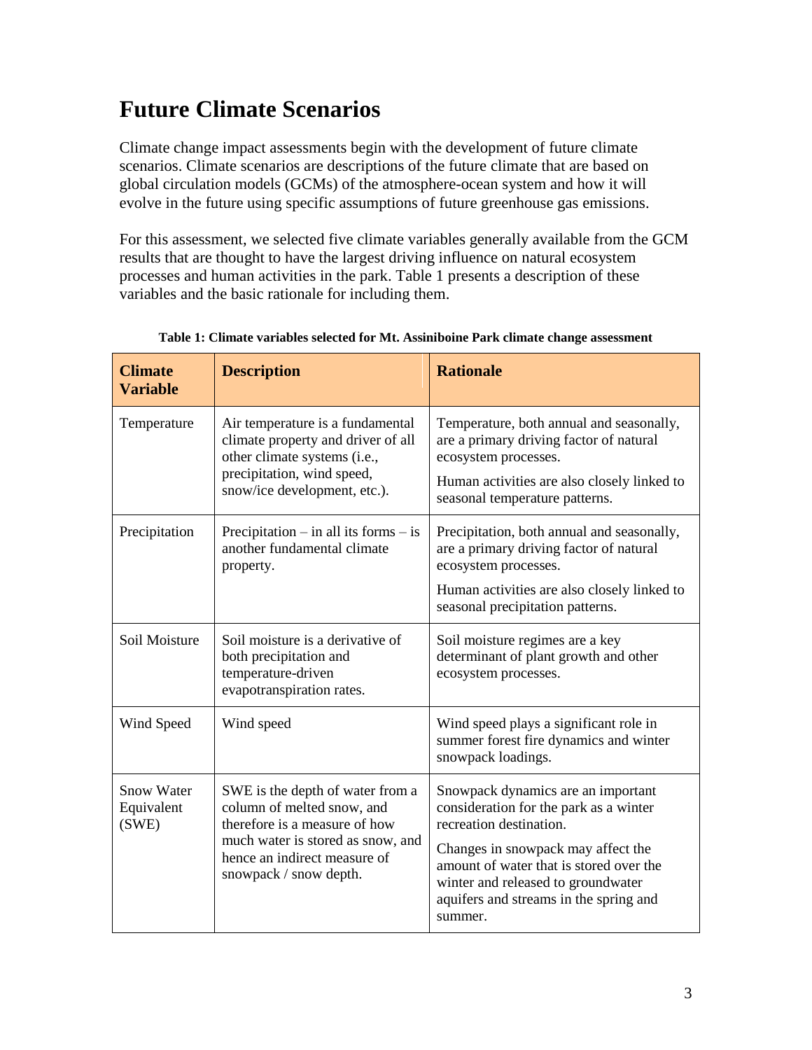# Future Climate Scenarios

Climate change impact assessments begin with the development of future climate scenarios. Climate scenarios are descriptions of the future climate that are based on global circulation models (GCMs) of the atmosphere-ocean system and how it will evolve in the future using specific assumptions of future greenhouse gas emissions.

For this assessment, we selected five climate variables generally available from the GCM results that are thought to have the largest driving influence on natural ecosystem processes and human activities in the park. Table 1 presents a description of these variables and the basic rationale for including them.

**Table 1: Climate variables selected for Mt. Assiniboine Park climate change assessment**

| Climate Variable | Description | Rationale |
|---|---|---|
| Temperature | Air temperature is a fundamental climate property and driver of all other climate systems (i.e., precipitation, wind speed, snow/ice development, etc.). | Temperature, both annual and seasonally, are a primary driving factor of natural ecosystem processes.<br>Human activities are also closely linked to seasonal temperature patterns. |
| Precipitation | Precipitation – in all its forms – is another fundamental climate property. | Precipitation, both annual and seasonally, are a primary driving factor of natural ecosystem processes.<br>Human activities are also closely linked to seasonal precipitation patterns. |
| Soil Moisture | Soil moisture is a derivative of both precipitation and temperature-driven evapotranspiration rates. | Soil moisture regimes are a key determinant of plant growth and other ecosystem processes. |
| Wind Speed | Wind speed | Wind speed plays a significant role in summer forest fire dynamics and winter snowpack loadings. |
| Snow Water Equivalent (SWE) | SWE is the depth of water from a column of melted snow, and therefore is a measure of how much water is stored as snow, and hence an indirect measure of snowpack / snow depth. | Snowpack dynamics are an important consideration for the park as a winter recreation destination.<br>Changes in snowpack may affect the amount of water that is stored over the winter and released to groundwater aquifers and streams in the spring and summer. |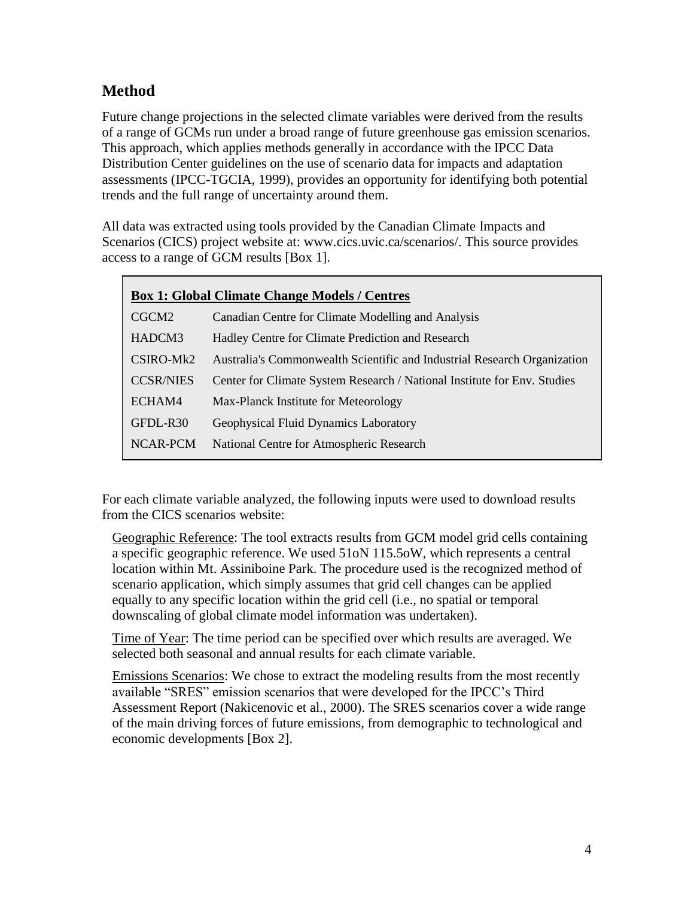## Method

Future change projections in the selected climate variables were derived from the results of a range of GCMs run under a broad range of future greenhouse gas emission scenarios. This approach, which applies methods generally in accordance with the IPCC Data Distribution Center guidelines on the use of scenario data for impacts and adaptation assessments (IPCC-TGCIA, 1999), provides an opportunity for identifying both potential trends and the full range of uncertainty around them.

All data was extracted using tools provided by the Canadian Climate Impacts and Scenarios (CICS) project website at: www.cics.uvic.ca/scenarios/. This source provides access to a range of GCM results [Box 1].

**Box 1: Global Climate Change Models / Centres**

| | |
|---|---|
| CGCM2 | Canadian Centre for Climate Modelling and Analysis |
| HADCM3 | Hadley Centre for Climate Prediction and Research |
| CSIRO-Mk2 | Australia's Commonwealth Scientific and Industrial Research Organization |
| CCSR/NIES | Center for Climate System Research / National Institute for Env. Studies |
| ECHAM4 | Max-Planck Institute for Meteorology |
| GFDL-R30 | Geophysical Fluid Dynamics Laboratory |
| NCAR-PCM | National Centre for Atmospheric Research |

For each climate variable analyzed, the following inputs were used to download results from the CICS scenarios website:

Geographic Reference: The tool extracts results from GCM model grid cells containing a specific geographic reference. We used 51oN 115.5oW, which represents a central location within Mt. Assiniboine Park. The procedure used is the recognized method of scenario application, which simply assumes that grid cell changes can be applied equally to any specific location within the grid cell (i.e., no spatial or temporal downscaling of global climate model information was undertaken).

Time of Year: The time period can be specified over which results are averaged. We selected both seasonal and annual results for each climate variable.

Emissions Scenarios: We chose to extract the modeling results from the most recently available "SRES" emission scenarios that were developed for the IPCC's Third Assessment Report (Nakicenovic et al., 2000). The SRES scenarios cover a wide range of the main driving forces of future emissions, from demographic to technological and economic developments [Box 2].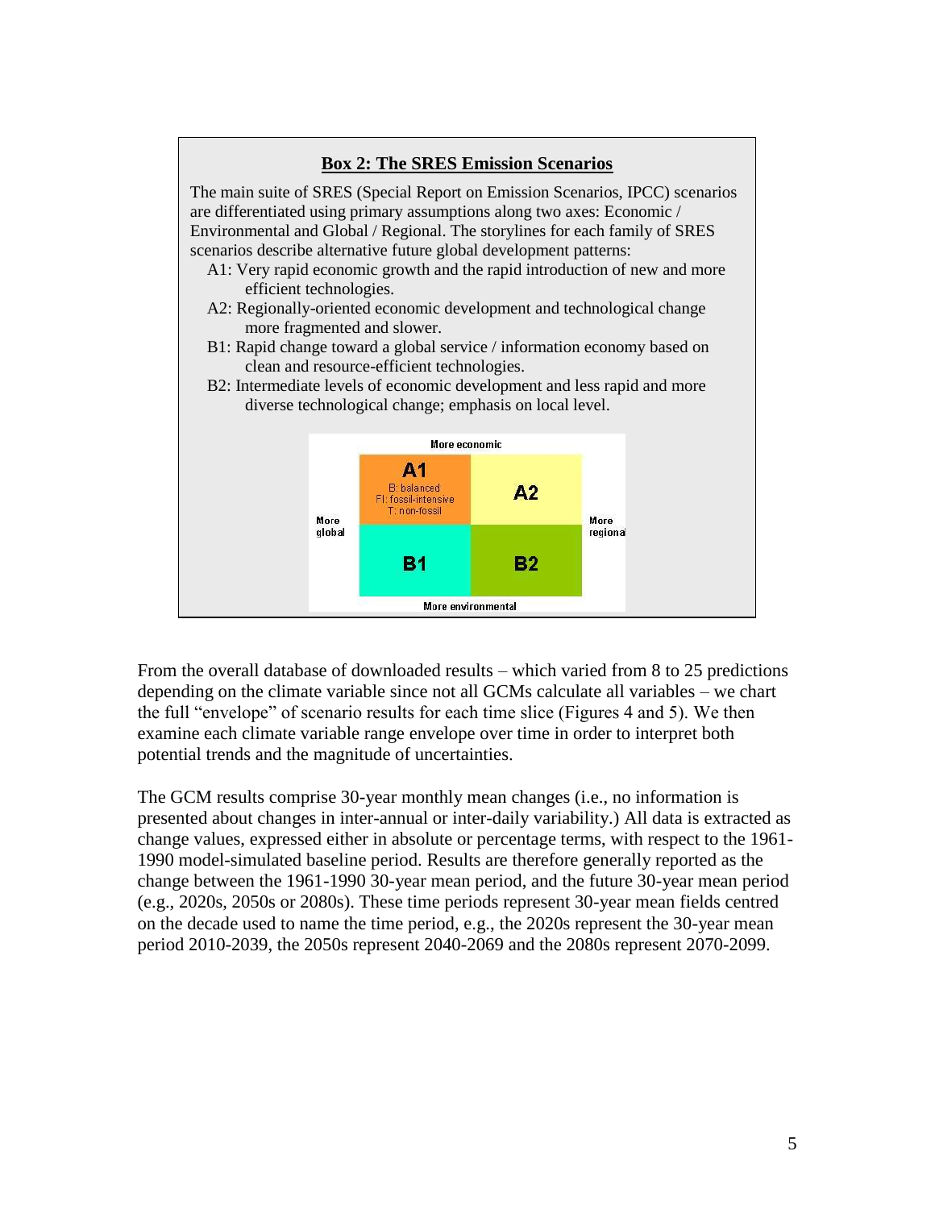### Box 2: The SRES Emission Scenarios

The main suite of SRES (Special Report on Emission Scenarios, IPCC) scenarios are differentiated using primary assumptions along two axes: Economic / Environmental and Global / Regional. The storylines for each family of SRES scenarios describe alternative future global development patterns:

- A1: Very rapid economic growth and the rapid introduction of new and more efficient technologies.
- A2: Regionally-oriented economic development and technological change more fragmented and slower.
- B1: Rapid change toward a global service / information economy based on clean and resource-efficient technologies.
- B2: Intermediate levels of economic development and less rapid and more diverse technological change; emphasis on local level.

| | More economic | | |
|---|---|---|---|
| More global | **A1** B: balanced FI: fossil-intensive T: non-fossil | **A2** | More regional |
| | **B1** | **B2** | |
| | More environmental | | |

From the overall database of downloaded results – which varied from 8 to 25 predictions depending on the climate variable since not all GCMs calculate all variables – we chart the full "envelope" of scenario results for each time slice (Figures 4 and 5). We then examine each climate variable range envelope over time in order to interpret both potential trends and the magnitude of uncertainties.

The GCM results comprise 30-year monthly mean changes (i.e., no information is presented about changes in inter-annual or inter-daily variability.) All data is extracted as change values, expressed either in absolute or percentage terms, with respect to the 1961-1990 model-simulated baseline period. Results are therefore generally reported as the change between the 1961-1990 30-year mean period, and the future 30-year mean period (e.g., 2020s, 2050s or 2080s). These time periods represent 30-year mean fields centred on the decade used to name the time period, e.g., the 2020s represent the 30-year mean period 2010-2039, the 2050s represent 2040-2069 and the 2080s represent 2070-2099.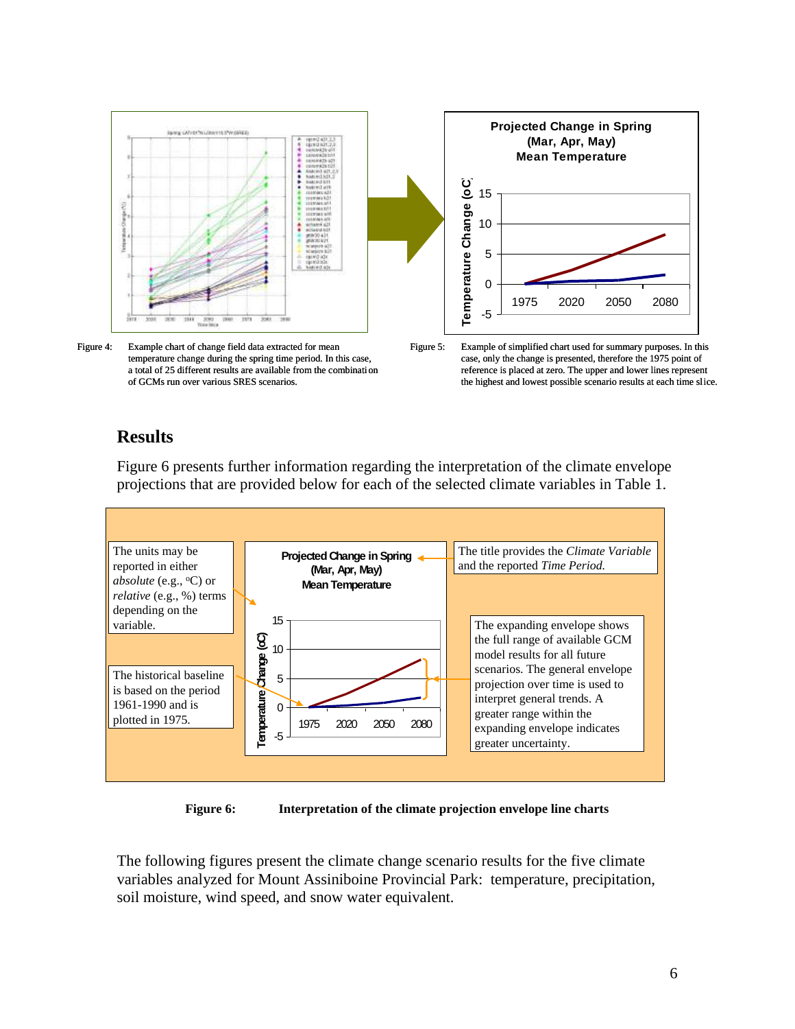Figure 4: Example chart of change field data extracted for mean temperature change during the spring time period. In this case, a total of 25 different results are available from the combination of GCMs run over various SRES scenarios.

Figure 5: Example of simplified chart used for summary purposes. In this case, only the change is presented, therefore the 1975 point of reference is placed at zero. The upper and lower lines represent the highest and lowest possible scenario results at each time slice.

## Results

Figure 6 presents further information regarding the interpretation of the climate envelope projections that are provided below for each of the selected climate variables in Table 1.

**Figure 6: Interpretation of the climate projection envelope line charts**

The following figures present the climate change scenario results for the five climate variables analyzed for Mount Assiniboine Provincial Park: temperature, precipitation, soil moisture, wind speed, and snow water equivalent.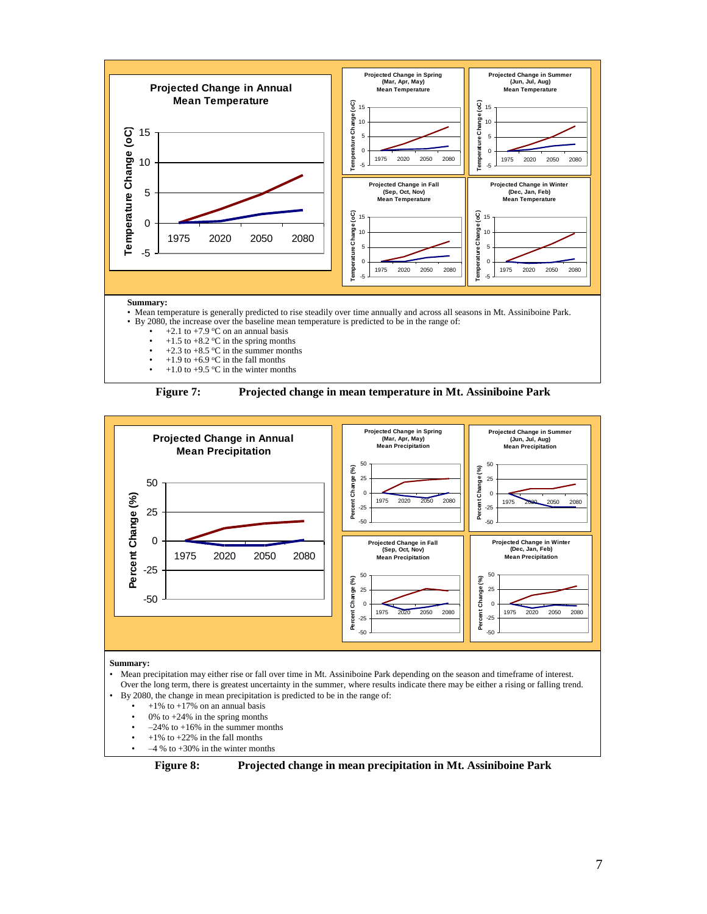**Summary:**

- Mean temperature is generally predicted to rise steadily over time annually and across all seasons in Mt. Assiniboine Park.
- By 2080, the increase over the baseline mean temperature is predicted to be in the range of:
  - +2.1 to +7.9 °C on an annual basis
  - +1.5 to +8.2 °C in the spring months
  - +2.3 to +8.5 °C in the summer months
  - +1.9 to +6.9 °C in the fall months
  - +1.0 to +9.5 °C in the winter months

**Figure 7: Projected change in mean temperature in Mt. Assiniboine Park**

**Summary:**

- Mean precipitation may either rise or fall over time in Mt. Assiniboine Park depending on the season and timeframe of interest. Over the long term, there is greatest uncertainty in the summer, where results indicate there may be either a rising or falling trend.
- By 2080, the change in mean precipitation is predicted to be in the range of:
  - +1% to +17% on an annual basis
  - 0% to +24% in the spring months
  - –24% to +16% in the summer months
  - +1% to +22% in the fall months
  - –4 % to +30% in the winter months

**Figure 8: Projected change in mean precipitation in Mt. Assiniboine Park**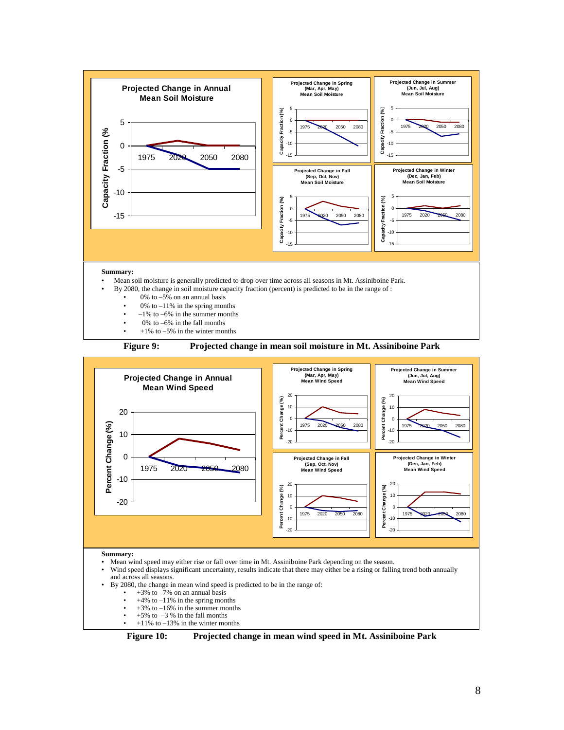**Summary:**

- Mean soil moisture is generally predicted to drop over time across all seasons in Mt. Assiniboine Park.
- By 2080, the change in soil moisture capacity fraction (percent) is predicted to be in the range of :
    - 0% to –5% on an annual basis
    - 0% to –11% in the spring months
    - –1% to –6% in the summer months
    - 0% to –6% in the fall months
    - +1% to –5% in the winter months

**Figure 9: Projected change in mean soil moisture in Mt. Assiniboine Park**

**Summary:**

- Mean wind speed may either rise or fall over time in Mt. Assiniboine Park depending on the season.
- Wind speed displays significant uncertainty, results indicate that there may either be a rising or falling trend both annually and across all seasons.
- By 2080, the change in mean wind speed is predicted to be in the range of:
    - +3% to –7% on an annual basis
    - +4% to –11% in the spring months
    - +3% to –16% in the summer months
    - +5% to –3 % in the fall months
    - +11% to –13% in the winter months

**Figure 10: Projected change in mean wind speed in Mt. Assiniboine Park**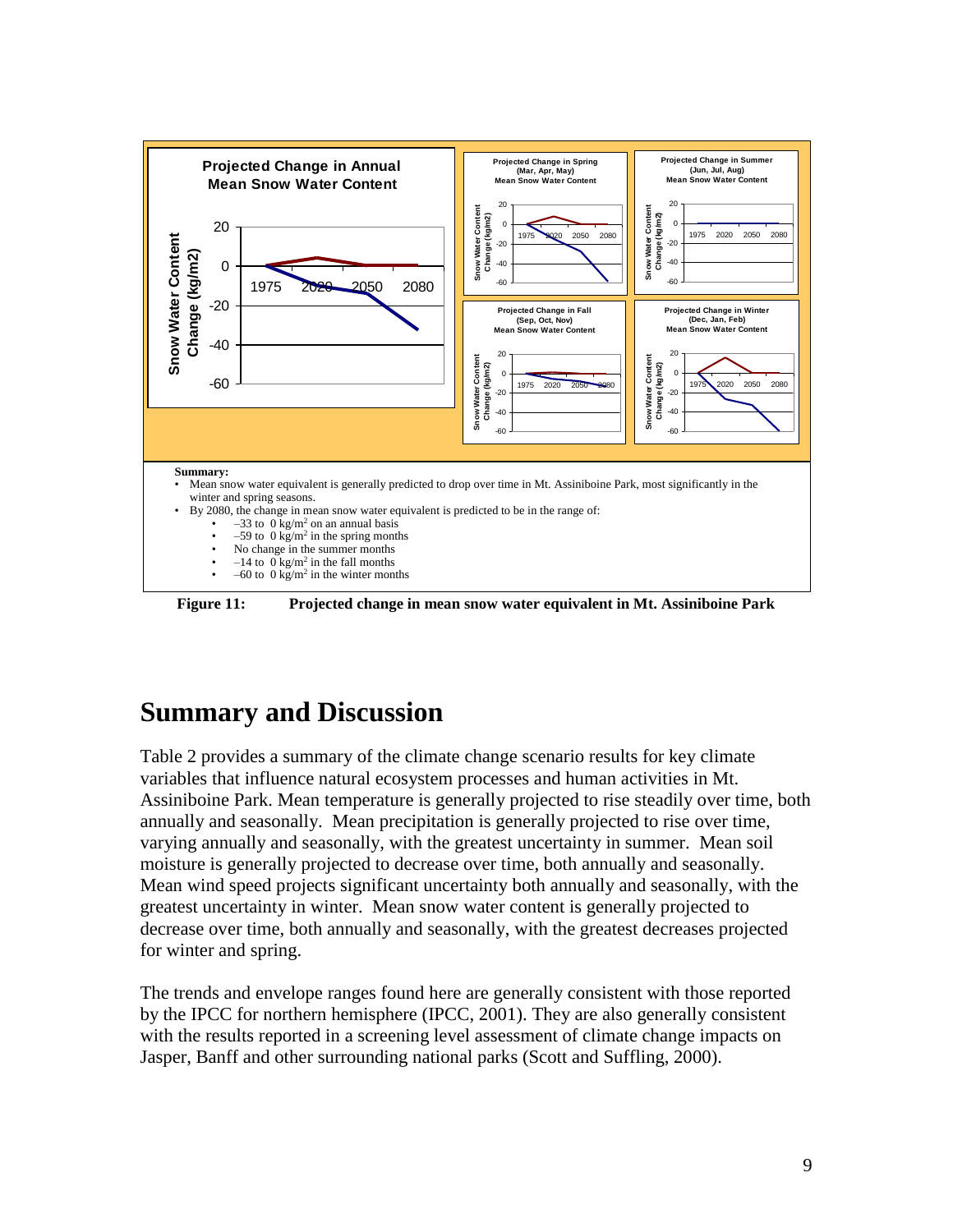**Summary:**

- Mean snow water equivalent is generally predicted to drop over time in Mt. Assiniboine Park, most significantly in the winter and spring seasons.
- By 2080, the change in mean snow water equivalent is predicted to be in the range of:
  - –33 to 0 kg/m² on an annual basis
  - –59 to 0 kg/m² in the spring months
  - No change in the summer months
  - –14 to 0 kg/m² in the fall months
  - –60 to 0 kg/m² in the winter months

**Figure 11: Projected change in mean snow water equivalent in Mt. Assiniboine Park**

# Summary and Discussion

Table 2 provides a summary of the climate change scenario results for key climate variables that influence natural ecosystem processes and human activities in Mt. Assiniboine Park. Mean temperature is generally projected to rise steadily over time, both annually and seasonally. Mean precipitation is generally projected to rise over time, varying annually and seasonally, with the greatest uncertainty in summer. Mean soil moisture is generally projected to decrease over time, both annually and seasonally. Mean wind speed projects significant uncertainty both annually and seasonally, with the greatest uncertainty in winter. Mean snow water content is generally projected to decrease over time, both annually and seasonally, with the greatest decreases projected for winter and spring.

The trends and envelope ranges found here are generally consistent with those reported by the IPCC for northern hemisphere (IPCC, 2001). They are also generally consistent with the results reported in a screening level assessment of climate change impacts on Jasper, Banff and other surrounding national parks (Scott and Suffling, 2000).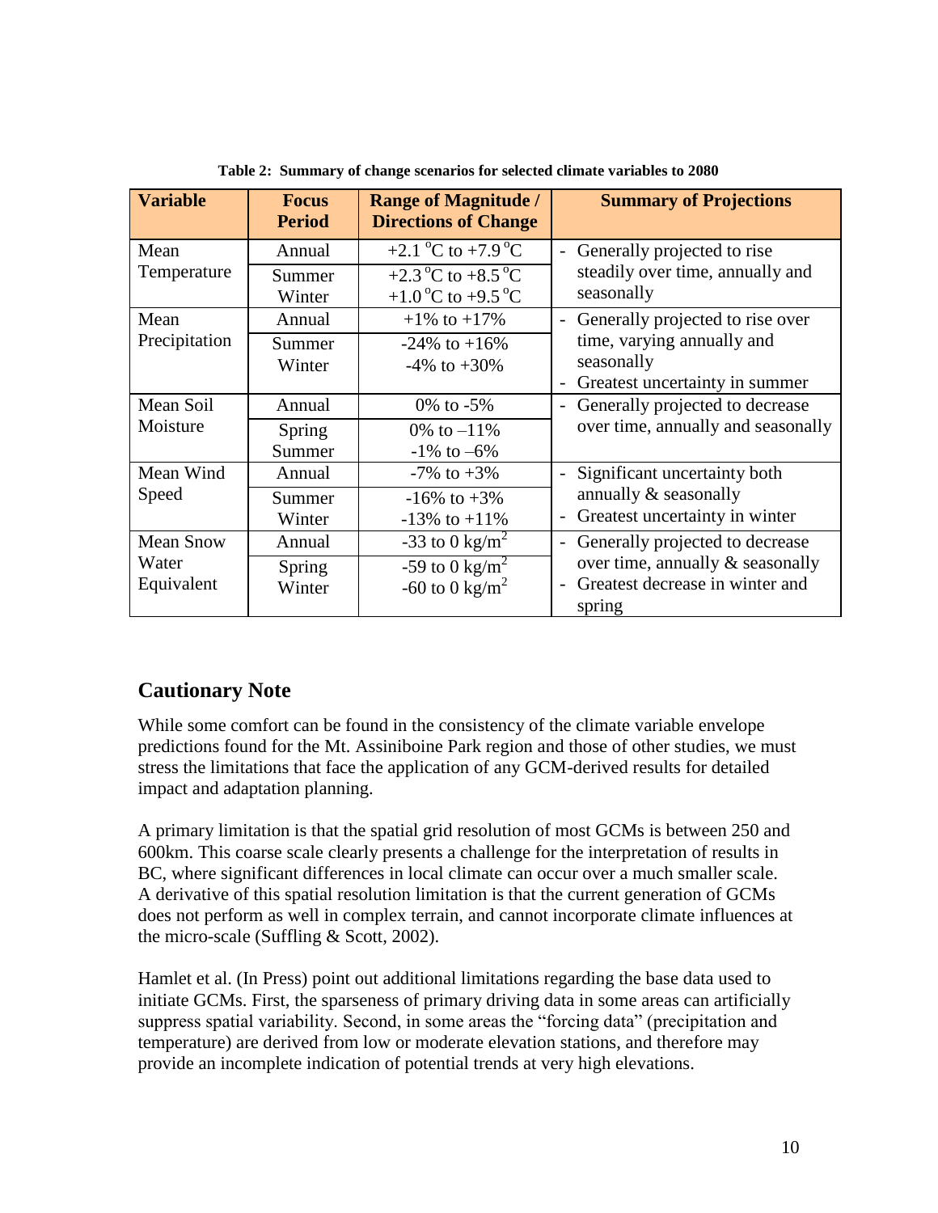**Table 2: Summary of change scenarios for selected climate variables to 2080**

| Variable | Focus Period | Range of Magnitude / Directions of Change | Summary of Projections |
|---|---|---|---|
| Mean Temperature | Annual | +2.1 °C to +7.9 °C | - Generally projected to rise steadily over time, annually and seasonally |
| | Summer | +2.3 °C to +8.5 °C | |
| | Winter | +1.0 °C to +9.5 °C | |
| Mean Precipitation | Annual | +1% to +17% | - Generally projected to rise over time, varying annually and seasonally<br>- Greatest uncertainty in summer |
| | Summer | -24% to +16% | |
| | Winter | -4% to +30% | |
| Mean Soil Moisture | Annual | 0% to -5% | - Generally projected to decrease over time, annually and seasonally |
| | Spring | 0% to –11% | |
| | Summer | -1% to –6% | |
| Mean Wind Speed | Annual | -7% to +3% | - Significant uncertainty both annually & seasonally<br>- Greatest uncertainty in winter |
| | Summer | -16% to +3% | |
| | Winter | -13% to +11% | |
| Mean Snow Water Equivalent | Annual | -33 to 0 $kg/m^2$ | - Generally projected to decrease over time, annually & seasonally<br>- Greatest decrease in winter and spring |
| | Spring | -59 to 0 $kg/m^2$ | |
| | Winter | -60 to 0 $kg/m^2$ | |

## Cautionary Note

While some comfort can be found in the consistency of the climate variable envelope predictions found for the Mt. Assiniboine Park region and those of other studies, we must stress the limitations that face the application of any GCM-derived results for detailed impact and adaptation planning.

A primary limitation is that the spatial grid resolution of most GCMs is between 250 and 600km. This coarse scale clearly presents a challenge for the interpretation of results in BC, where significant differences in local climate can occur over a much smaller scale. A derivative of this spatial resolution limitation is that the current generation of GCMs does not perform as well in complex terrain, and cannot incorporate climate influences at the micro-scale (Suffling & Scott, 2002).

Hamlet et al. (In Press) point out additional limitations regarding the base data used to initiate GCMs. First, the sparseness of primary driving data in some areas can artificially suppress spatial variability. Second, in some areas the "forcing data" (precipitation and temperature) are derived from low or moderate elevation stations, and therefore may provide an incomplete indication of potential trends at very high elevations.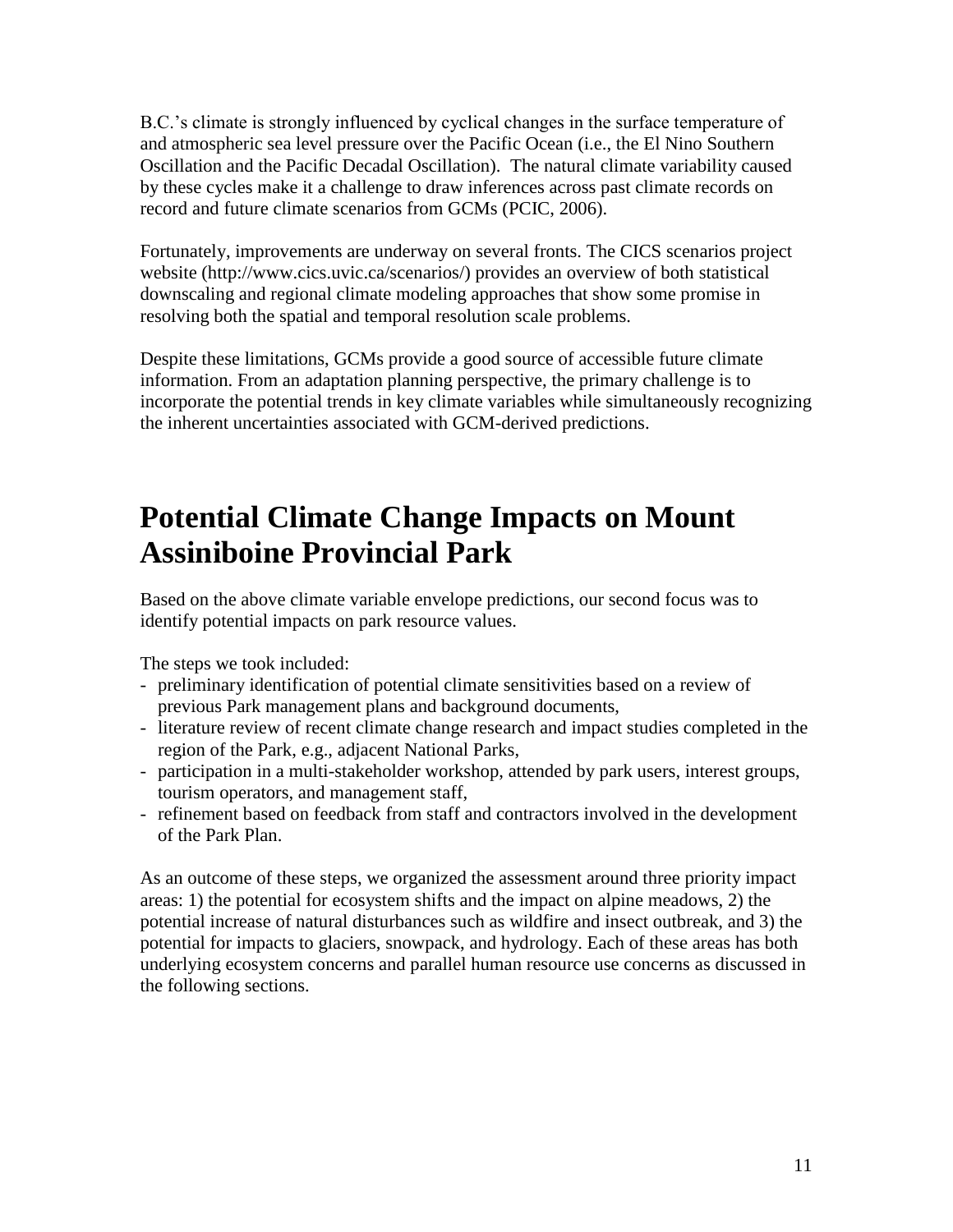B.C.'s climate is strongly influenced by cyclical changes in the surface temperature of and atmospheric sea level pressure over the Pacific Ocean (i.e., the El Nino Southern Oscillation and the Pacific Decadal Oscillation). The natural climate variability caused by these cycles make it a challenge to draw inferences across past climate records on record and future climate scenarios from GCMs (PCIC, 2006).

Fortunately, improvements are underway on several fronts. The CICS scenarios project website (http://www.cics.uvic.ca/scenarios/) provides an overview of both statistical downscaling and regional climate modeling approaches that show some promise in resolving both the spatial and temporal resolution scale problems.

Despite these limitations, GCMs provide a good source of accessible future climate information. From an adaptation planning perspective, the primary challenge is to incorporate the potential trends in key climate variables while simultaneously recognizing the inherent uncertainties associated with GCM-derived predictions.

# Potential Climate Change Impacts on Mount Assiniboine Provincial Park

Based on the above climate variable envelope predictions, our second focus was to identify potential impacts on park resource values.

The steps we took included:

- preliminary identification of potential climate sensitivities based on a review of previous Park management plans and background documents,
- literature review of recent climate change research and impact studies completed in the region of the Park, e.g., adjacent National Parks,
- participation in a multi-stakeholder workshop, attended by park users, interest groups, tourism operators, and management staff,
- refinement based on feedback from staff and contractors involved in the development of the Park Plan.

As an outcome of these steps, we organized the assessment around three priority impact areas: 1) the potential for ecosystem shifts and the impact on alpine meadows, 2) the potential increase of natural disturbances such as wildfire and insect outbreak, and 3) the potential for impacts to glaciers, snowpack, and hydrology. Each of these areas has both underlying ecosystem concerns and parallel human resource use concerns as discussed in the following sections.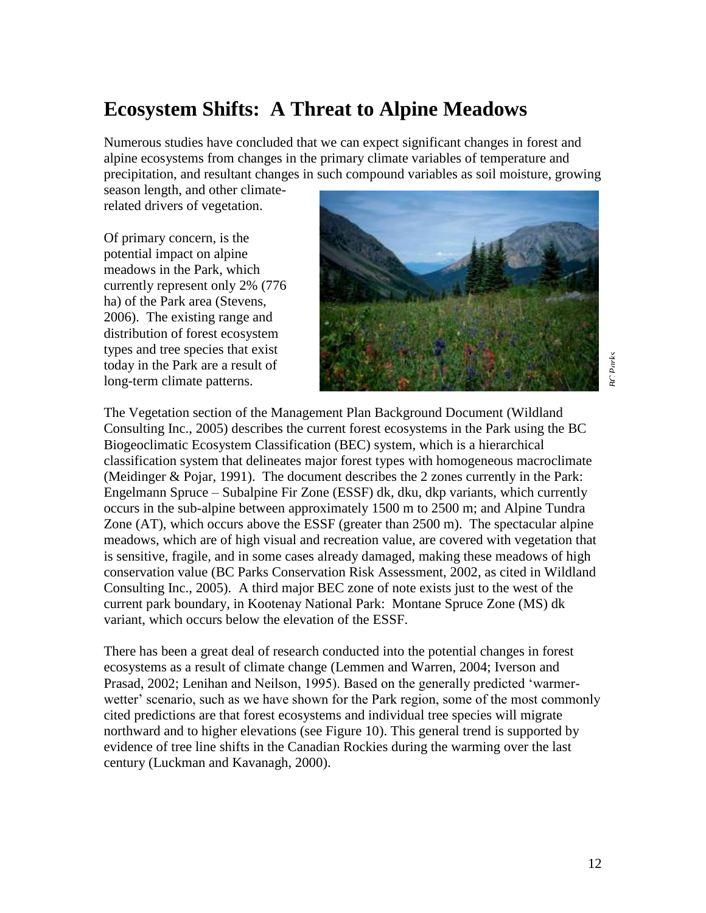## Ecosystem Shifts: A Threat to Alpine Meadows

Numerous studies have concluded that we can expect significant changes in forest and alpine ecosystems from changes in the primary climate variables of temperature and precipitation, and resultant changes in such compound variables as soil moisture, growing season length, and other climate-related drivers of vegetation.

Of primary concern, is the potential impact on alpine meadows in the Park, which currently represent only 2% (776 ha) of the Park area (Stevens, 2006). The existing range and distribution of forest ecosystem types and tree species that exist today in the Park are a result of long-term climate patterns.

*BC Parks*

The Vegetation section of the Management Plan Background Document (Wildland Consulting Inc., 2005) describes the current forest ecosystems in the Park using the BC Biogeoclimatic Ecosystem Classification (BEC) system, which is a hierarchical classification system that delineates major forest types with homogeneous macroclimate (Meidinger & Pojar, 1991). The document describes the 2 zones currently in the Park: Engelmann Spruce – Subalpine Fir Zone (ESSF) dk, dku, dkp variants, which currently occurs in the sub-alpine between approximately 1500 m to 2500 m; and Alpine Tundra Zone (AT), which occurs above the ESSF (greater than 2500 m). The spectacular alpine meadows, which are of high visual and recreation value, are covered with vegetation that is sensitive, fragile, and in some cases already damaged, making these meadows of high conservation value (BC Parks Conservation Risk Assessment, 2002, as cited in Wildland Consulting Inc., 2005). A third major BEC zone of note exists just to the west of the current park boundary, in Kootenay National Park: Montane Spruce Zone (MS) dk variant, which occurs below the elevation of the ESSF.

There has been a great deal of research conducted into the potential changes in forest ecosystems as a result of climate change (Lemmen and Warren, 2004; Iverson and Prasad, 2002; Lenihan and Neilson, 1995). Based on the generally predicted 'warmer-wetter' scenario, such as we have shown for the Park region, some of the most commonly cited predictions are that forest ecosystems and individual tree species will migrate northward and to higher elevations (see Figure 10). This general trend is supported by evidence of tree line shifts in the Canadian Rockies during the warming over the last century (Luckman and Kavanagh, 2000).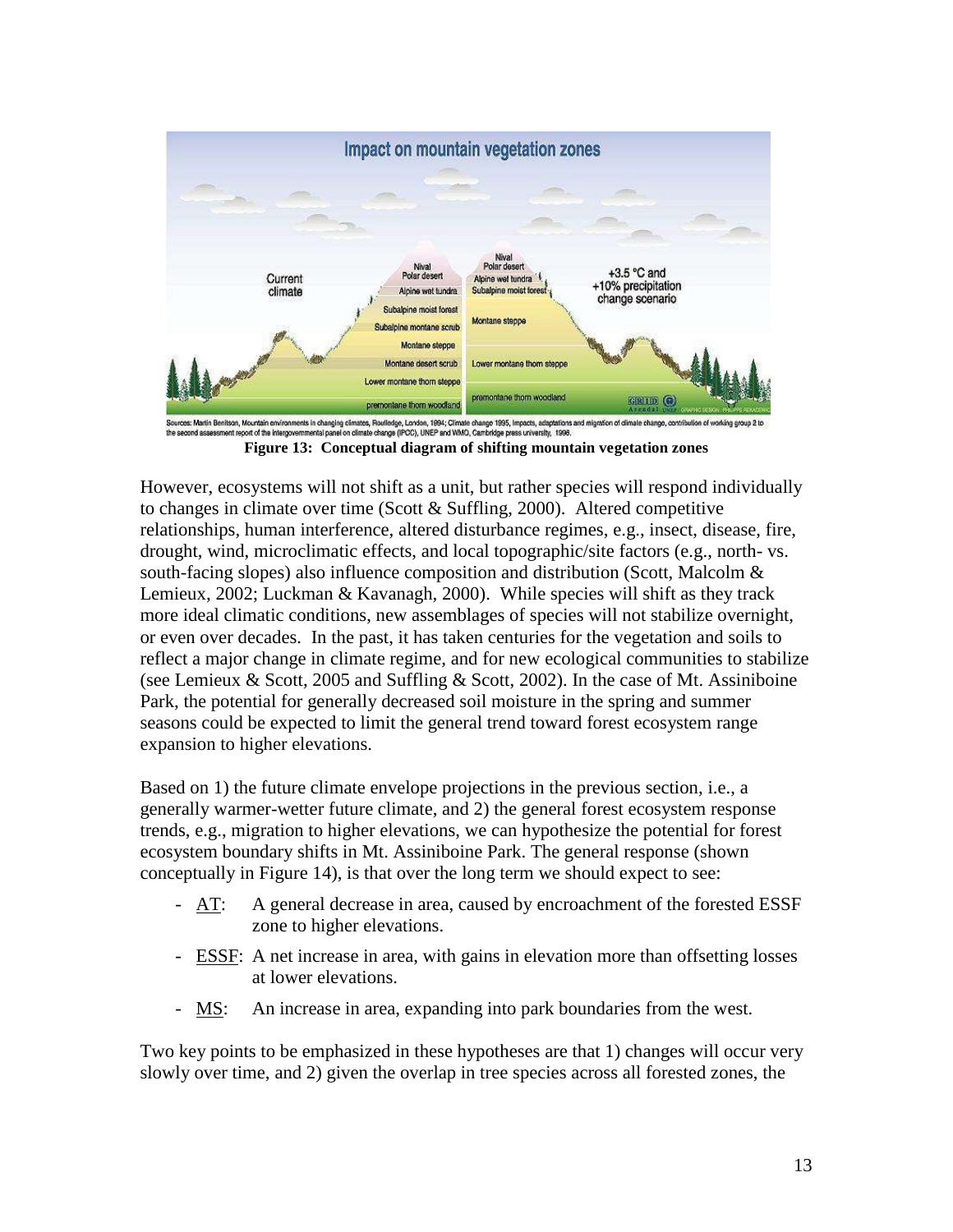Sources: Martin Beniston, Mountain environments in changing climates, Routledge, London, 1994; Climate change 1995, Impacts, adaptations and migration of climate change, contribution of working group 2 to the second assessment report of the Intergovernmental panel on climate change (IPCC), UNEP and WMO, Cambridge press university, 1996.

**Figure 13: Conceptual diagram of shifting mountain vegetation zones**

However, ecosystems will not shift as a unit, but rather species will respond individually to changes in climate over time (Scott & Suffling, 2000). Altered competitive relationships, human interference, altered disturbance regimes, e.g., insect, disease, fire, drought, wind, microclimatic effects, and local topographic/site factors (e.g., north- vs. south-facing slopes) also influence composition and distribution (Scott, Malcolm & Lemieux, 2002; Luckman & Kavanagh, 2000). While species will shift as they track more ideal climatic conditions, new assemblages of species will not stabilize overnight, or even over decades. In the past, it has taken centuries for the vegetation and soils to reflect a major change in climate regime, and for new ecological communities to stabilize (see Lemieux & Scott, 2005 and Suffling & Scott, 2002). In the case of Mt. Assiniboine Park, the potential for generally decreased soil moisture in the spring and summer seasons could be expected to limit the general trend toward forest ecosystem range expansion to higher elevations.

Based on 1) the future climate envelope projections in the previous section, i.e., a generally warmer-wetter future climate, and 2) the general forest ecosystem response trends, e.g., migration to higher elevations, we can hypothesize the potential for forest ecosystem boundary shifts in Mt. Assiniboine Park. The general response (shown conceptually in Figure 14), is that over the long term we should expect to see:

- AT: A general decrease in area, caused by encroachment of the forested ESSF zone to higher elevations.
- ESSF: A net increase in area, with gains in elevation more than offsetting losses at lower elevations.
- MS: An increase in area, expanding into park boundaries from the west.

Two key points to be emphasized in these hypotheses are that 1) changes will occur very slowly over time, and 2) given the overlap in tree species across all forested zones, the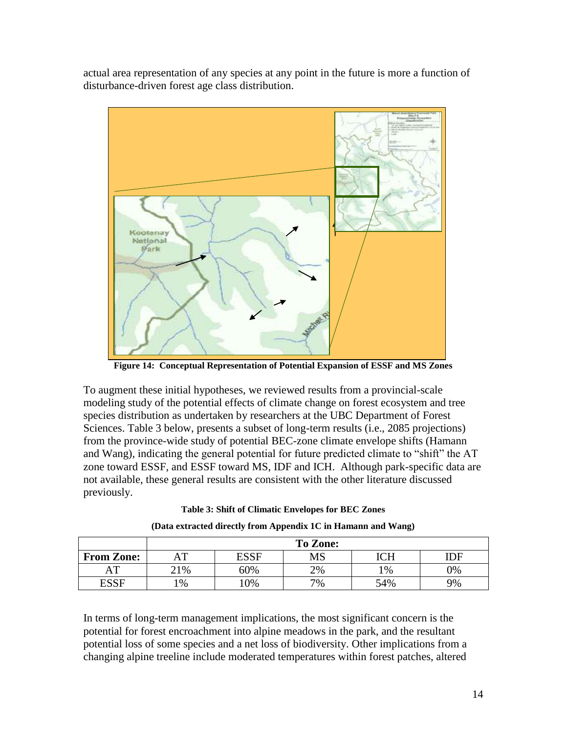actual area representation of any species at any point in the future is more a function of disturbance-driven forest age class distribution.

**Figure 14: Conceptual Representation of Potential Expansion of ESSF and MS Zones**

To augment these initial hypotheses, we reviewed results from a provincial-scale modeling study of the potential effects of climate change on forest ecosystem and tree species distribution as undertaken by researchers at the UBC Department of Forest Sciences. Table 3 below, presents a subset of long-term results (i.e., 2085 projections) from the province-wide study of potential BEC-zone climate envelope shifts (Hamann and Wang), indicating the general potential for future predicted climate to "shift" the AT zone toward ESSF, and ESSF toward MS, IDF and ICH. Although park-specific data are not available, these general results are consistent with the other literature discussed previously.

**Table 3: Shift of Climatic Envelopes for BEC Zones**

**(Data extracted directly from Appendix 1C in Hamann and Wang)**

| | **To Zone:** | | | | |
|---|---|---|---|---|---|
| **From Zone:** | AT | ESSF | MS | ICH | IDF |
| AT | 21% | 60% | 2% | 1% | 0% |
| ESSF | 1% | 10% | 7% | 54% | 9% |

In terms of long-term management implications, the most significant concern is the potential for forest encroachment into alpine meadows in the park, and the resultant potential loss of some species and a net loss of biodiversity. Other implications from a changing alpine treeline include moderated temperatures within forest patches, altered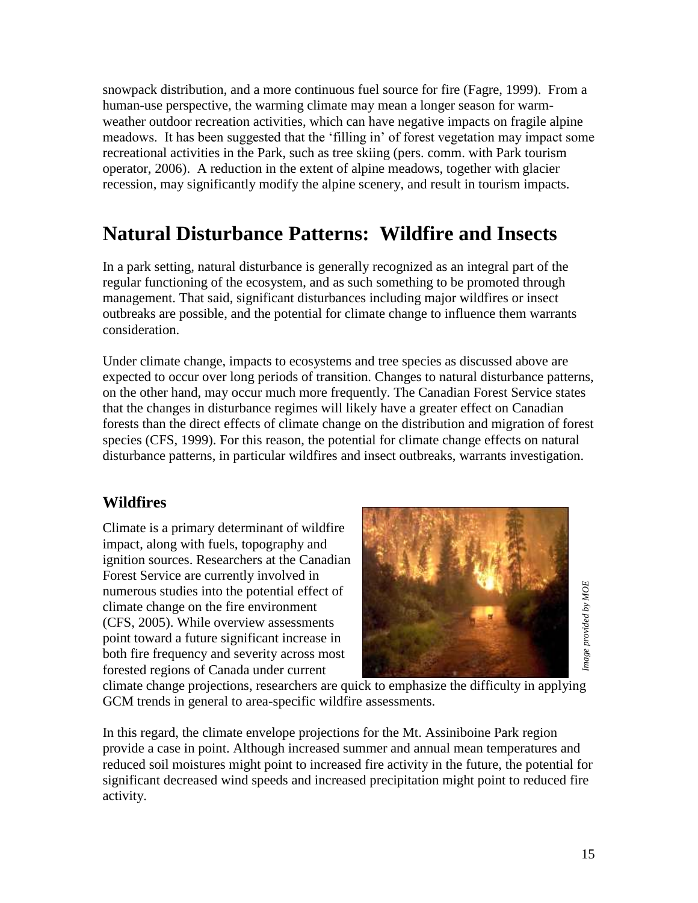snowpack distribution, and a more continuous fuel source for fire (Fagre, 1999). From a human-use perspective, the warming climate may mean a longer season for warm-weather outdoor recreation activities, which can have negative impacts on fragile alpine meadows. It has been suggested that the 'filling in' of forest vegetation may impact some recreational activities in the Park, such as tree skiing (pers. comm. with Park tourism operator, 2006). A reduction in the extent of alpine meadows, together with glacier recession, may significantly modify the alpine scenery, and result in tourism impacts.

# Natural Disturbance Patterns: Wildfire and Insects

In a park setting, natural disturbance is generally recognized as an integral part of the regular functioning of the ecosystem, and as such something to be promoted through management. That said, significant disturbances including major wildfires or insect outbreaks are possible, and the potential for climate change to influence them warrants consideration.

Under climate change, impacts to ecosystems and tree species as discussed above are expected to occur over long periods of transition. Changes to natural disturbance patterns, on the other hand, may occur much more frequently. The Canadian Forest Service states that the changes in disturbance regimes will likely have a greater effect on Canadian forests than the direct effects of climate change on the distribution and migration of forest species (CFS, 1999). For this reason, the potential for climate change effects on natural disturbance patterns, in particular wildfires and insect outbreaks, warrants investigation.

## Wildfires

Climate is a primary determinant of wildfire impact, along with fuels, topography and ignition sources. Researchers at the Canadian Forest Service are currently involved in numerous studies into the potential effect of climate change on the fire environment (CFS, 2005). While overview assessments point toward a future significant increase in both fire frequency and severity across most forested regions of Canada under current climate change projections, researchers are quick to emphasize the difficulty in applying GCM trends in general to area-specific wildfire assessments.

*Image provided by MOE*

In this regard, the climate envelope projections for the Mt. Assiniboine Park region provide a case in point. Although increased summer and annual mean temperatures and reduced soil moistures might point to increased fire activity in the future, the potential for significant decreased wind speeds and increased precipitation might point to reduced fire activity.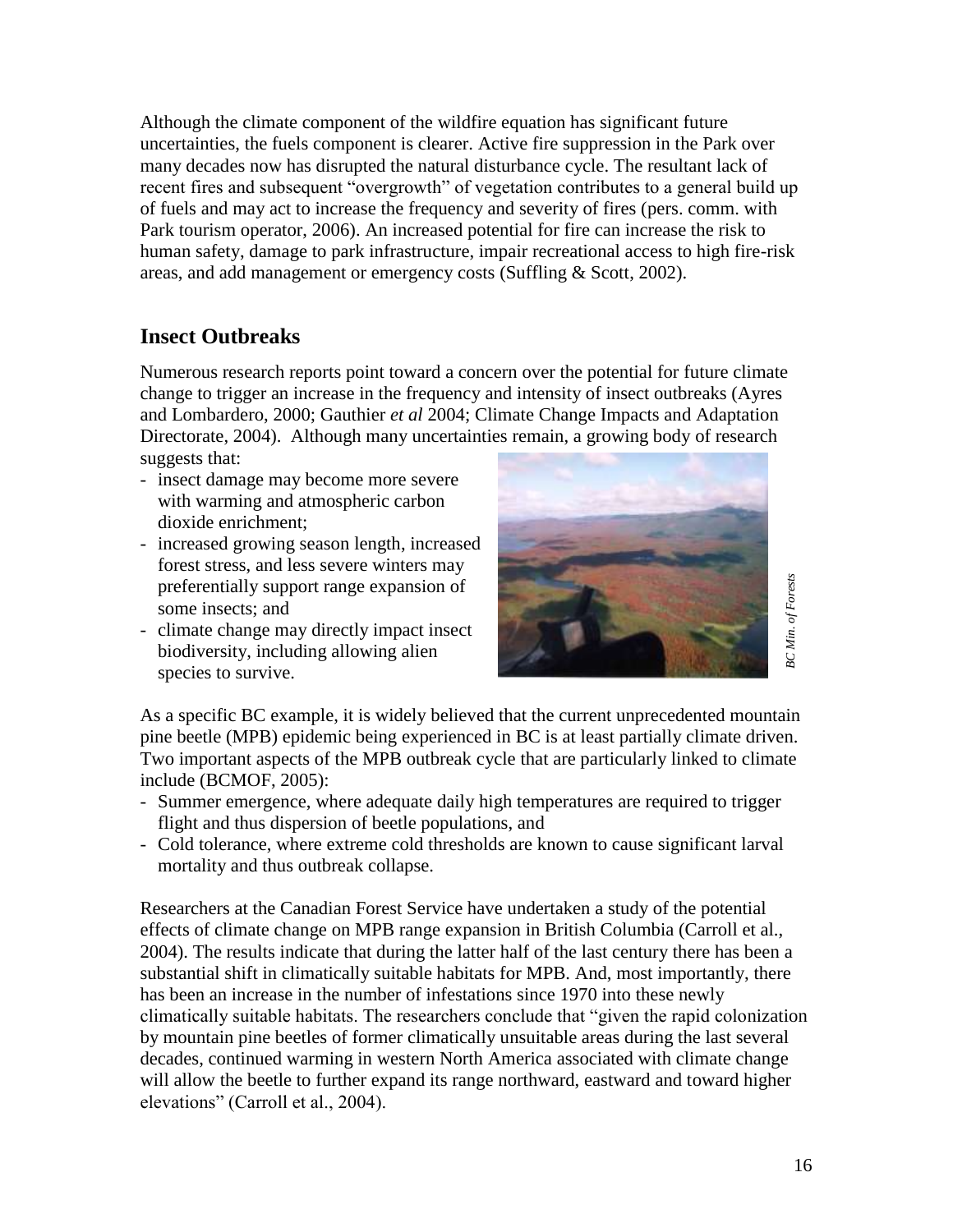Although the climate component of the wildfire equation has significant future uncertainties, the fuels component is clearer. Active fire suppression in the Park over many decades now has disrupted the natural disturbance cycle. The resultant lack of recent fires and subsequent "overgrowth" of vegetation contributes to a general build up of fuels and may act to increase the frequency and severity of fires (pers. comm. with Park tourism operator, 2006). An increased potential for fire can increase the risk to human safety, damage to park infrastructure, impair recreational access to high fire-risk areas, and add management or emergency costs (Suffling & Scott, 2002).

## Insect Outbreaks

Numerous research reports point toward a concern over the potential for future climate change to trigger an increase in the frequency and intensity of insect outbreaks (Ayres and Lombardero, 2000; Gauthier *et al* 2004; Climate Change Impacts and Adaptation Directorate, 2004). Although many uncertainties remain, a growing body of research suggests that:

- insect damage may become more severe with warming and atmospheric carbon dioxide enrichment;
- increased growing season length, increased forest stress, and less severe winters may preferentially support range expansion of some insects; and
- climate change may directly impact insect biodiversity, including allowing alien species to survive.

*BC Min. of Forests*

As a specific BC example, it is widely believed that the current unprecedented mountain pine beetle (MPB) epidemic being experienced in BC is at least partially climate driven. Two important aspects of the MPB outbreak cycle that are particularly linked to climate include (BCMOF, 2005):

- Summer emergence, where adequate daily high temperatures are required to trigger flight and thus dispersion of beetle populations, and
- Cold tolerance, where extreme cold thresholds are known to cause significant larval mortality and thus outbreak collapse.

Researchers at the Canadian Forest Service have undertaken a study of the potential effects of climate change on MPB range expansion in British Columbia (Carroll et al., 2004). The results indicate that during the latter half of the last century there has been a substantial shift in climatically suitable habitats for MPB. And, most importantly, there has been an increase in the number of infestations since 1970 into these newly climatically suitable habitats. The researchers conclude that "given the rapid colonization by mountain pine beetles of former climatically unsuitable areas during the last several decades, continued warming in western North America associated with climate change will allow the beetle to further expand its range northward, eastward and toward higher elevations" (Carroll et al., 2004).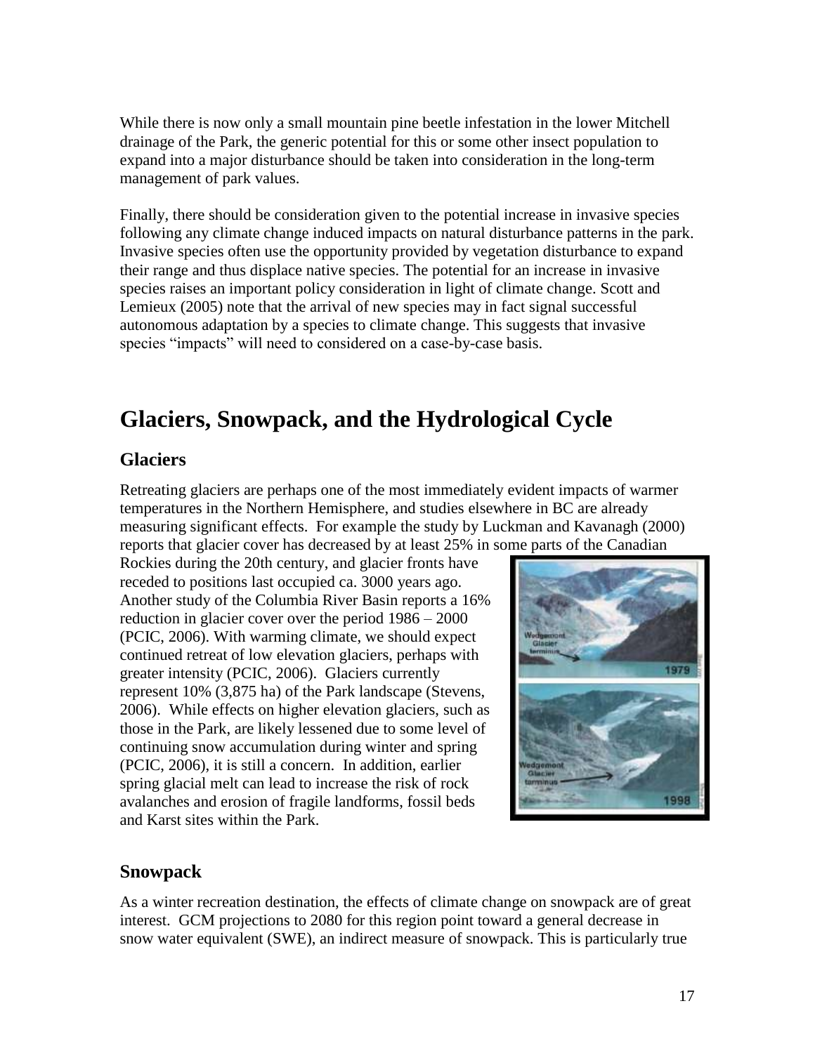While there is now only a small mountain pine beetle infestation in the lower Mitchell drainage of the Park, the generic potential for this or some other insect population to expand into a major disturbance should be taken into consideration in the long-term management of park values.

Finally, there should be consideration given to the potential increase in invasive species following any climate change induced impacts on natural disturbance patterns in the park. Invasive species often use the opportunity provided by vegetation disturbance to expand their range and thus displace native species. The potential for an increase in invasive species raises an important policy consideration in light of climate change. Scott and Lemieux (2005) note that the arrival of new species may in fact signal successful autonomous adaptation by a species to climate change. This suggests that invasive species "impacts" will need to considered on a case-by-case basis.

# Glaciers, Snowpack, and the Hydrological Cycle

## Glaciers

Retreating glaciers are perhaps one of the most immediately evident impacts of warmer temperatures in the Northern Hemisphere, and studies elsewhere in BC are already measuring significant effects. For example the study by Luckman and Kavanagh (2000) reports that glacier cover has decreased by at least 25% in some parts of the Canadian Rockies during the 20th century, and glacier fronts have receded to positions last occupied ca. 3000 years ago. Another study of the Columbia River Basin reports a 16% reduction in glacier cover over the period 1986 – 2000 (PCIC, 2006). With warming climate, we should expect continued retreat of low elevation glaciers, perhaps with greater intensity (PCIC, 2006). Glaciers currently represent 10% (3,875 ha) of the Park landscape (Stevens, 2006). While effects on higher elevation glaciers, such as those in the Park, are likely lessened due to some level of continuing snow accumulation during winter and spring (PCIC, 2006), it is still a concern. In addition, earlier spring glacial melt can lead to increase the risk of rock avalanches and erosion of fragile landforms, fossil beds and Karst sites within the Park.

## Snowpack

As a winter recreation destination, the effects of climate change on snowpack are of great interest. GCM projections to 2080 for this region point toward a general decrease in snow water equivalent (SWE), an indirect measure of snowpack. This is particularly true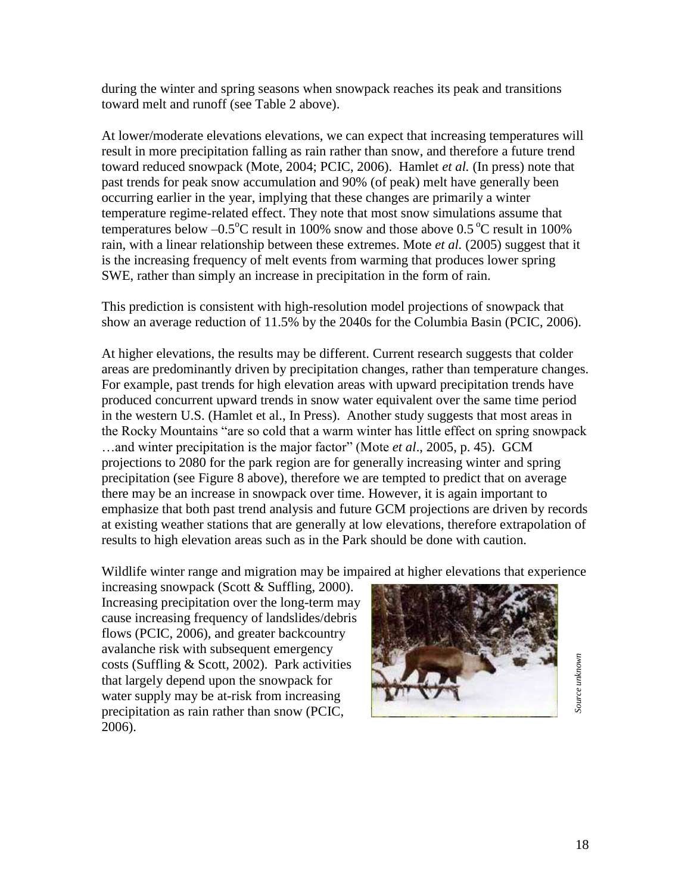during the winter and spring seasons when snowpack reaches its peak and transitions toward melt and runoff (see Table 2 above).

At lower/moderate elevations elevations, we can expect that increasing temperatures will result in more precipitation falling as rain rather than snow, and therefore a future trend toward reduced snowpack (Mote, 2004; PCIC, 2006). Hamlet *et al.* (In press) note that past trends for peak snow accumulation and 90% (of peak) melt have generally been occurring earlier in the year, implying that these changes are primarily a winter temperature regime-related effect. They note that most snow simulations assume that temperatures below –0.5°C result in 100% snow and those above 0.5 °C result in 100% rain, with a linear relationship between these extremes. Mote *et al.* (2005) suggest that it is the increasing frequency of melt events from warming that produces lower spring SWE, rather than simply an increase in precipitation in the form of rain.

This prediction is consistent with high-resolution model projections of snowpack that show an average reduction of 11.5% by the 2040s for the Columbia Basin (PCIC, 2006).

At higher elevations, the results may be different. Current research suggests that colder areas are predominantly driven by precipitation changes, rather than temperature changes. For example, past trends for high elevation areas with upward precipitation trends have produced concurrent upward trends in snow water equivalent over the same time period in the western U.S. (Hamlet et al., In Press). Another study suggests that most areas in the Rocky Mountains "are so cold that a warm winter has little effect on spring snowpack …and winter precipitation is the major factor" (Mote *et al*., 2005, p. 45). GCM projections to 2080 for the park region are for generally increasing winter and spring precipitation (see Figure 8 above), therefore we are tempted to predict that on average there may be an increase in snowpack over time. However, it is again important to emphasize that both past trend analysis and future GCM projections are driven by records at existing weather stations that are generally at low elevations, therefore extrapolation of results to high elevation areas such as in the Park should be done with caution.

Wildlife winter range and migration may be impaired at higher elevations that experience increasing snowpack (Scott & Suffling, 2000). Increasing precipitation over the long-term may cause increasing frequency of landslides/debris flows (PCIC, 2006), and greater backcountry avalanche risk with subsequent emergency costs (Suffling & Scott, 2002). Park activities that largely depend upon the snowpack for water supply may be at-risk from increasing precipitation as rain rather than snow (PCIC, 2006).

*Source unknown*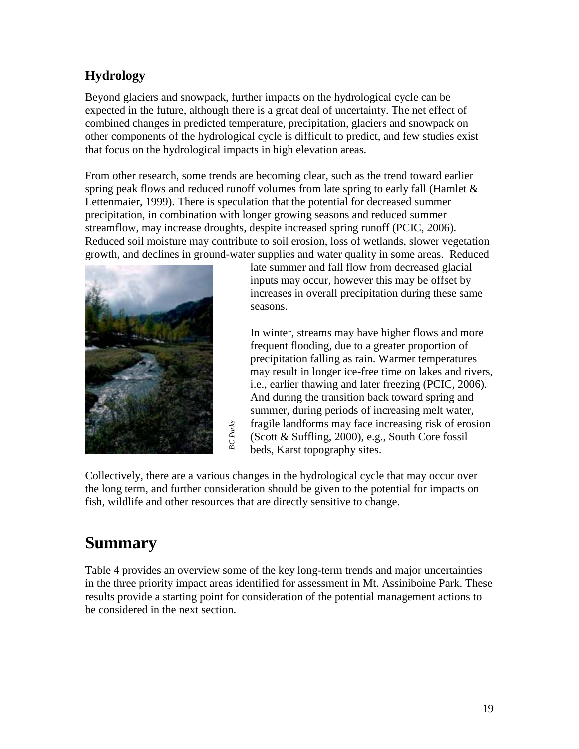## Hydrology

Beyond glaciers and snowpack, further impacts on the hydrological cycle can be expected in the future, although there is a great deal of uncertainty. The net effect of combined changes in predicted temperature, precipitation, glaciers and snowpack on other components of the hydrological cycle is difficult to predict, and few studies exist that focus on the hydrological impacts in high elevation areas.

From other research, some trends are becoming clear, such as the trend toward earlier spring peak flows and reduced runoff volumes from late spring to early fall (Hamlet & Lettenmaier, 1999). There is speculation that the potential for decreased summer precipitation, in combination with longer growing seasons and reduced summer streamflow, may increase droughts, despite increased spring runoff (PCIC, 2006). Reduced soil moisture may contribute to soil erosion, loss of wetlands, slower vegetation growth, and declines in ground-water supplies and water quality in some areas. Reduced late summer and fall flow from decreased glacial inputs may occur, however this may be offset by increases in overall precipitation during these same seasons.

*BC Parks*

In winter, streams may have higher flows and more frequent flooding, due to a greater proportion of precipitation falling as rain. Warmer temperatures may result in longer ice-free time on lakes and rivers, i.e., earlier thawing and later freezing (PCIC, 2006). And during the transition back toward spring and summer, during periods of increasing melt water, fragile landforms may face increasing risk of erosion (Scott & Suffling, 2000), e.g., South Core fossil beds, Karst topography sites.

Collectively, there are a various changes in the hydrological cycle that may occur over the long term, and further consideration should be given to the potential for impacts on fish, wildlife and other resources that are directly sensitive to change.

# Summary

Table 4 provides an overview some of the key long-term trends and major uncertainties in the three priority impact areas identified for assessment in Mt. Assiniboine Park. These results provide a starting point for consideration of the potential management actions to be considered in the next section.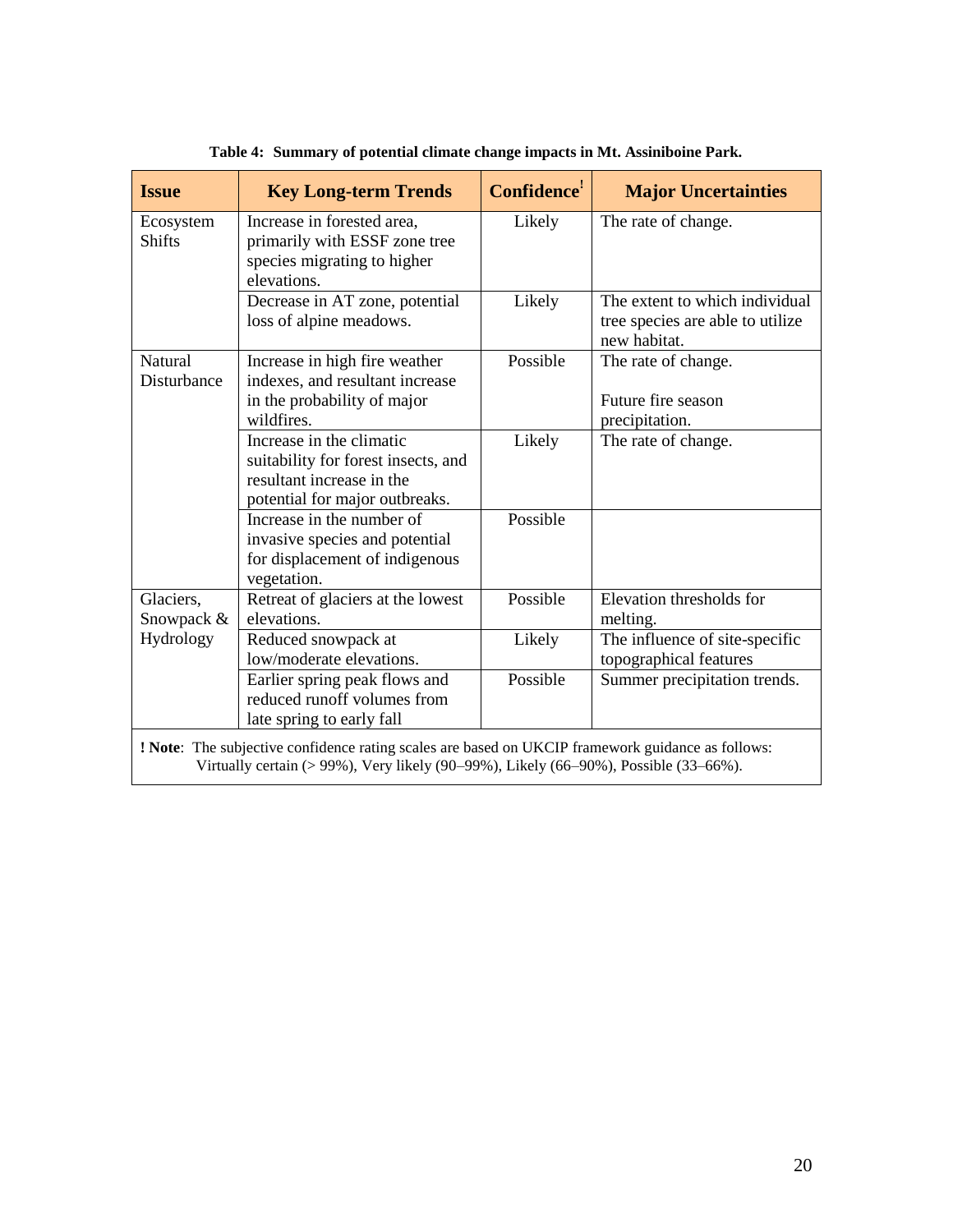**Table 4: Summary of potential climate change impacts in Mt. Assiniboine Park.**

| Issue | Key Long-term Trends | Confidence! | Major Uncertainties |
|---|---|---|---|
| Ecosystem Shifts | Increase in forested area, primarily with ESSF zone tree species migrating to higher elevations. | Likely | The rate of change. |
| | Decrease in AT zone, potential loss of alpine meadows. | Likely | The extent to which individual tree species are able to utilize new habitat. |
| Natural Disturbance | Increase in high fire weather indexes, and resultant increase in the probability of major wildfires. | Possible | The rate of change.<br><br>Future fire season precipitation. |
| | Increase in the climatic suitability for forest insects, and resultant increase in the potential for major outbreaks. | Likely | The rate of change. |
| | Increase in the number of invasive species and potential for displacement of indigenous vegetation. | Possible | |
| Glaciers, Snowpack & Hydrology | Retreat of glaciers at the lowest elevations. | Possible | Elevation thresholds for melting. |
| | Reduced snowpack at low/moderate elevations. | Likely | The influence of site-specific topographical features |
| | Earlier spring peak flows and reduced runoff volumes from late spring to early fall | Possible | Summer precipitation trends. |

**! Note**: The subjective confidence rating scales are based on UKCIP framework guidance as follows: Virtually certain (> 99%), Very likely (90–99%), Likely (66–90%), Possible (33–66%).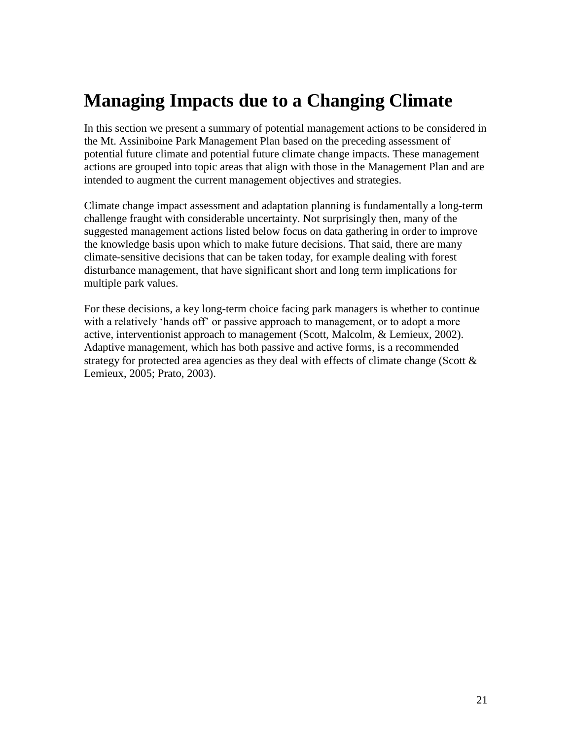# Managing Impacts due to a Changing Climate

In this section we present a summary of potential management actions to be considered in the Mt. Assiniboine Park Management Plan based on the preceding assessment of potential future climate and potential future climate change impacts. These management actions are grouped into topic areas that align with those in the Management Plan and are intended to augment the current management objectives and strategies.

Climate change impact assessment and adaptation planning is fundamentally a long-term challenge fraught with considerable uncertainty. Not surprisingly then, many of the suggested management actions listed below focus on data gathering in order to improve the knowledge basis upon which to make future decisions. That said, there are many climate-sensitive decisions that can be taken today, for example dealing with forest disturbance management, that have significant short and long term implications for multiple park values.

For these decisions, a key long-term choice facing park managers is whether to continue with a relatively 'hands off' or passive approach to management, or to adopt a more active, interventionist approach to management (Scott, Malcolm, & Lemieux, 2002). Adaptive management, which has both passive and active forms, is a recommended strategy for protected area agencies as they deal with effects of climate change (Scott & Lemieux, 2005; Prato, 2003).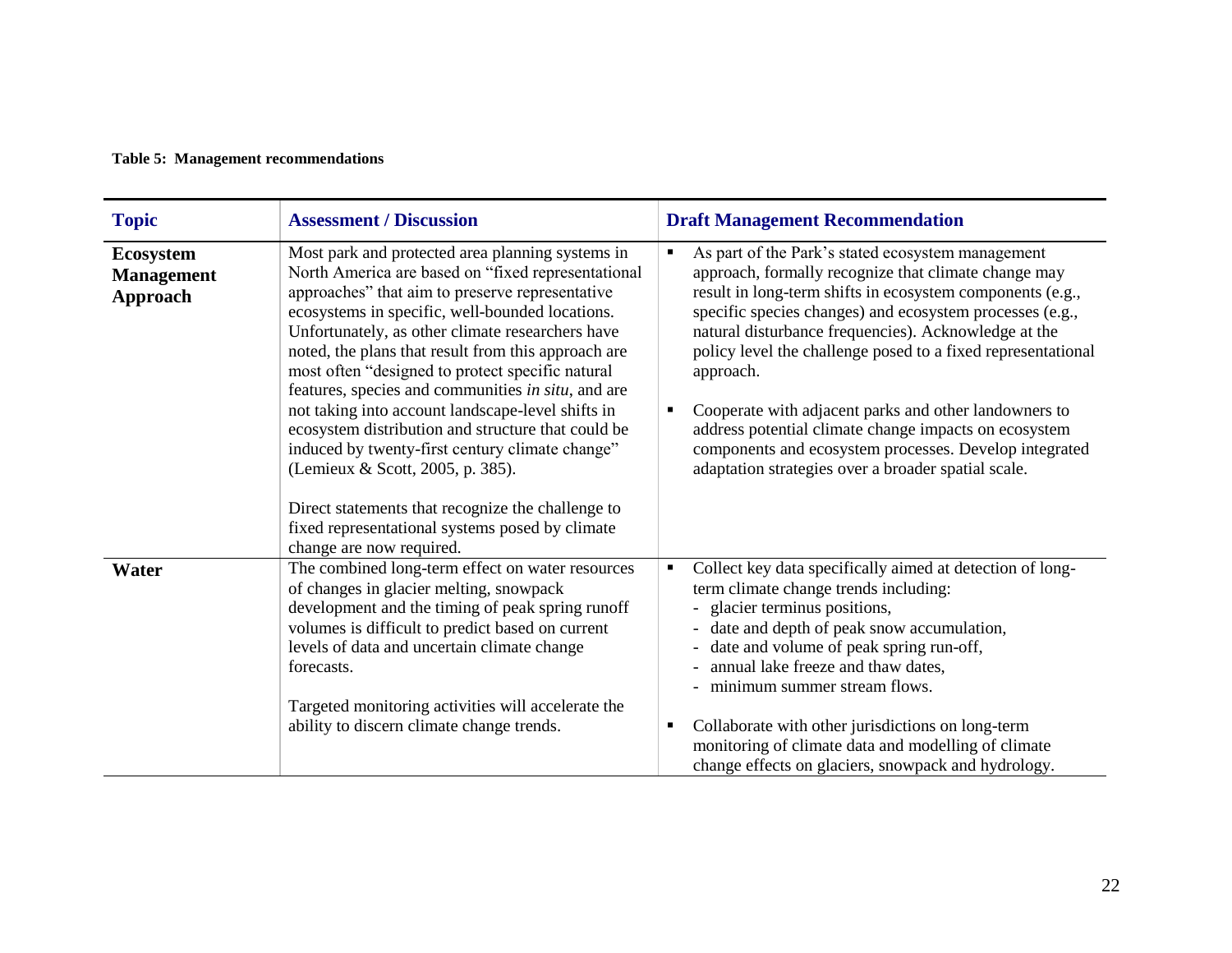**Table 5: Management recommendations**

| Topic | Assessment / Discussion | Draft Management Recommendation |
|---|---|---|
| **Ecosystem Management Approach** | Most park and protected area planning systems in North America are based on "fixed representational approaches" that aim to preserve representative ecosystems in specific, well-bounded locations. Unfortunately, as other climate researchers have noted, the plans that result from this approach are most often "designed to protect specific natural features, species and communities *in situ*, and are not taking into account landscape-level shifts in ecosystem distribution and structure that could be induced by twenty-first century climate change" (Lemieux & Scott, 2005, p. 385).<br><br>Direct statements that recognize the challenge to fixed representational systems posed by climate change are now required. | ▪ As part of the Park's stated ecosystem management approach, formally recognize that climate change may result in long-term shifts in ecosystem components (e.g., specific species changes) and ecosystem processes (e.g., natural disturbance frequencies). Acknowledge at the policy level the challenge posed to a fixed representational approach.<br><br>▪ Cooperate with adjacent parks and other landowners to address potential climate change impacts on ecosystem components and ecosystem processes. Develop integrated adaptation strategies over a broader spatial scale. |
| **Water** | The combined long-term effect on water resources of changes in glacier melting, snowpack development and the timing of peak spring runoff volumes is difficult to predict based on current levels of data and uncertain climate change forecasts.<br><br>Targeted monitoring activities will accelerate the ability to discern climate change trends. | ▪ Collect key data specifically aimed at detection of long-term climate change trends including:<br>- glacier terminus positions,<br>- date and depth of peak snow accumulation,<br>- date and volume of peak spring run-off,<br>- annual lake freeze and thaw dates,<br>- minimum summer stream flows.<br><br>▪ Collaborate with other jurisdictions on long-term monitoring of climate data and modelling of climate change effects on glaciers, snowpack and hydrology. |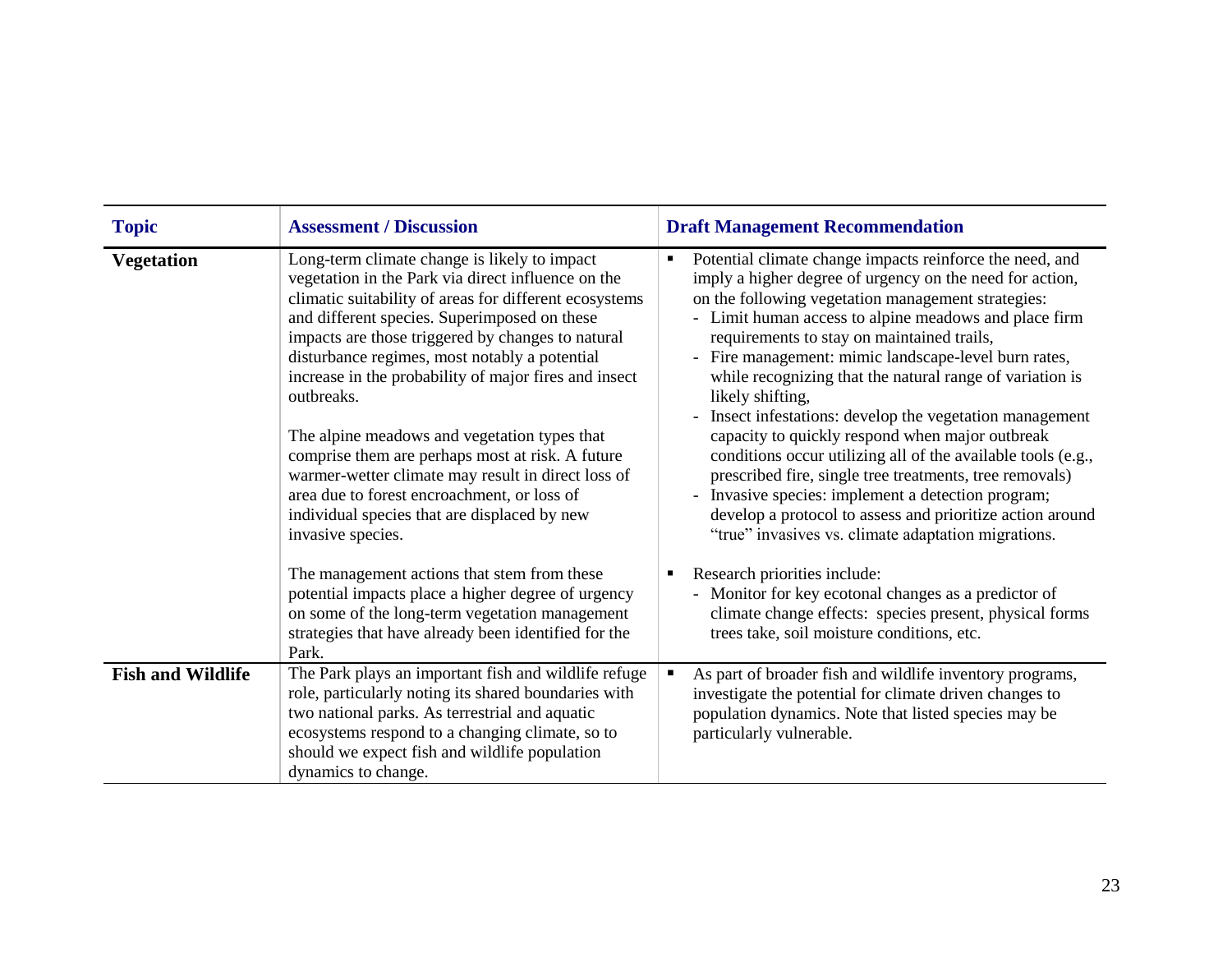| Topic | Assessment / Discussion | Draft Management Recommendation |
|---|---|---|
| **Vegetation** | Long-term climate change is likely to impact vegetation in the Park via direct influence on the climatic suitability of areas for different ecosystems and different species. Superimposed on these impacts are those triggered by changes to natural disturbance regimes, most notably a potential increase in the probability of major fires and insect outbreaks.<br><br>The alpine meadows and vegetation types that comprise them are perhaps most at risk. A future warmer-wetter climate may result in direct loss of area due to forest encroachment, or loss of individual species that are displaced by new invasive species.<br><br>The management actions that stem from these potential impacts place a higher degree of urgency on some of the long-term vegetation management strategies that have already been identified for the Park. | ▪ Potential climate change impacts reinforce the need, and imply a higher degree of urgency on the need for action, on the following vegetation management strategies:<br>- Limit human access to alpine meadows and place firm requirements to stay on maintained trails,<br>- Fire management: mimic landscape-level burn rates, while recognizing that the natural range of variation is likely shifting,<br>- Insect infestations: develop the vegetation management capacity to quickly respond when major outbreak conditions occur utilizing all of the available tools (e.g., prescribed fire, single tree treatments, tree removals)<br>- Invasive species: implement a detection program; develop a protocol to assess and prioritize action around "true" invasives vs. climate adaptation migrations.<br><br>▪ Research priorities include:<br>- Monitor for key ecotonal changes as a predictor of climate change effects: species present, physical forms trees take, soil moisture conditions, etc. |
| **Fish and Wildlife** | The Park plays an important fish and wildlife refuge role, particularly noting its shared boundaries with two national parks. As terrestrial and aquatic ecosystems respond to a changing climate, so to should we expect fish and wildlife population dynamics to change. | ▪ As part of broader fish and wildlife inventory programs, investigate the potential for climate driven changes to population dynamics. Note that listed species may be particularly vulnerable. |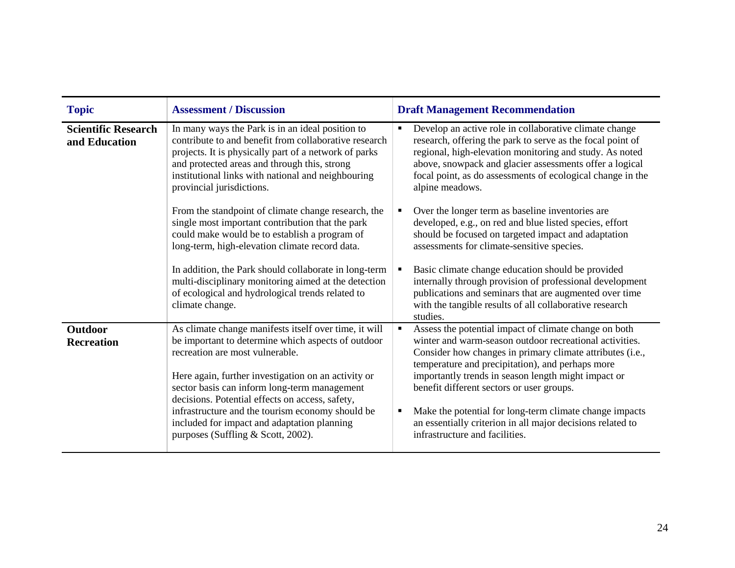| Topic | Assessment / Discussion | Draft Management Recommendation |
|---|---|---|
| **Scientific Research and Education** | In many ways the Park is in an ideal position to contribute to and benefit from collaborative research projects. It is physically part of a network of parks and protected areas and through this, strong institutional links with national and neighbouring provincial jurisdictions.<br><br>From the standpoint of climate change research, the single most important contribution that the park could make would be to establish a program of long-term, high-elevation climate record data.<br><br>In addition, the Park should collaborate in long-term multi-disciplinary monitoring aimed at the detection of ecological and hydrological trends related to climate change. | ▪ Develop an active role in collaborative climate change research, offering the park to serve as the focal point of regional, high-elevation monitoring and study. As noted above, snowpack and glacier assessments offer a logical focal point, as do assessments of ecological change in the alpine meadows.<br><br>▪ Over the longer term as baseline inventories are developed, e.g., on red and blue listed species, effort should be focused on targeted impact and adaptation assessments for climate-sensitive species.<br><br>▪ Basic climate change education should be provided internally through provision of professional development publications and seminars that are augmented over time with the tangible results of all collaborative research studies. |
| **Outdoor Recreation** | As climate change manifests itself over time, it will be important to determine which aspects of outdoor recreation are most vulnerable.<br><br>Here again, further investigation on an activity or sector basis can inform long-term management decisions. Potential effects on access, safety, infrastructure and the tourism economy should be included for impact and adaptation planning purposes (Suffling & Scott, 2002). | ▪ Assess the potential impact of climate change on both winter and warm-season outdoor recreational activities. Consider how changes in primary climate attributes (i.e., temperature and precipitation), and perhaps more importantly trends in season length might impact or benefit different sectors or user groups.<br><br>▪ Make the potential for long-term climate change impacts an essentially criterion in all major decisions related to infrastructure and facilities. |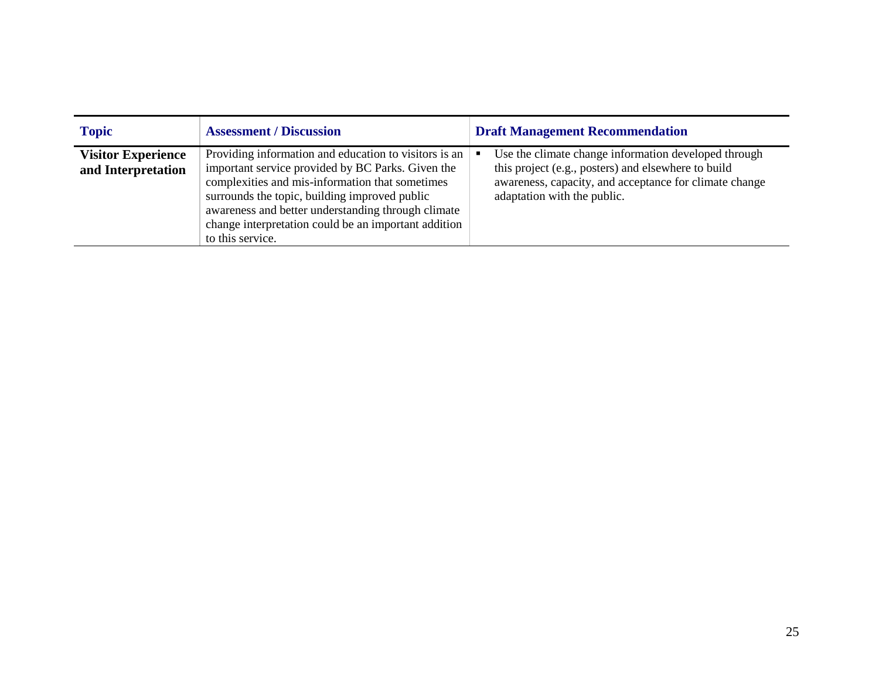| Topic | Assessment / Discussion | Draft Management Recommendation |
|---|---|---|
| **Visitor Experience and Interpretation** | Providing information and education to visitors is an important service provided by BC Parks. Given the complexities and mis-information that sometimes surrounds the topic, building improved public awareness and better understanding through climate change interpretation could be an important addition to this service. | ▪ Use the climate change information developed through this project (e.g., posters) and elsewhere to build awareness, capacity, and acceptance for climate change adaptation with the public. |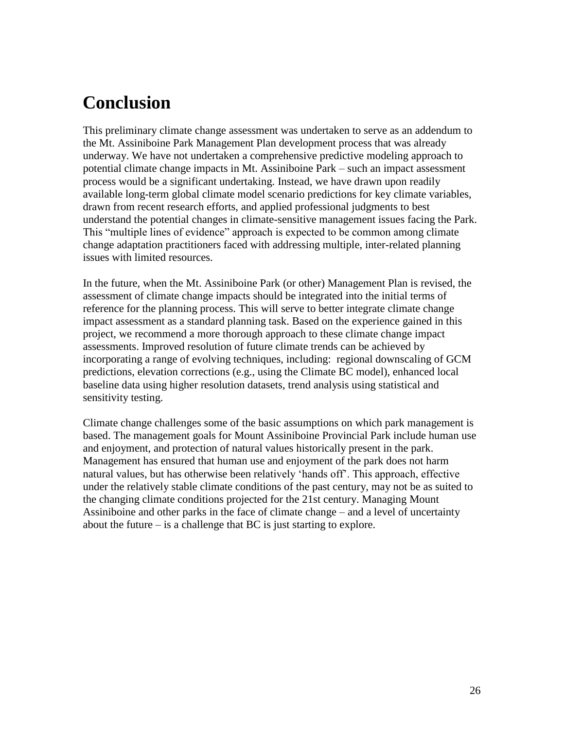# Conclusion

This preliminary climate change assessment was undertaken to serve as an addendum to the Mt. Assiniboine Park Management Plan development process that was already underway. We have not undertaken a comprehensive predictive modeling approach to potential climate change impacts in Mt. Assiniboine Park – such an impact assessment process would be a significant undertaking. Instead, we have drawn upon readily available long-term global climate model scenario predictions for key climate variables, drawn from recent research efforts, and applied professional judgments to best understand the potential changes in climate-sensitive management issues facing the Park. This "multiple lines of evidence" approach is expected to be common among climate change adaptation practitioners faced with addressing multiple, inter-related planning issues with limited resources.

In the future, when the Mt. Assiniboine Park (or other) Management Plan is revised, the assessment of climate change impacts should be integrated into the initial terms of reference for the planning process. This will serve to better integrate climate change impact assessment as a standard planning task. Based on the experience gained in this project, we recommend a more thorough approach to these climate change impact assessments. Improved resolution of future climate trends can be achieved by incorporating a range of evolving techniques, including: regional downscaling of GCM predictions, elevation corrections (e.g., using the Climate BC model), enhanced local baseline data using higher resolution datasets, trend analysis using statistical and sensitivity testing.

Climate change challenges some of the basic assumptions on which park management is based. The management goals for Mount Assiniboine Provincial Park include human use and enjoyment, and protection of natural values historically present in the park. Management has ensured that human use and enjoyment of the park does not harm natural values, but has otherwise been relatively 'hands off'. This approach, effective under the relatively stable climate conditions of the past century, may not be as suited to the changing climate conditions projected for the 21st century. Managing Mount Assiniboine and other parks in the face of climate change – and a level of uncertainty about the future – is a challenge that BC is just starting to explore.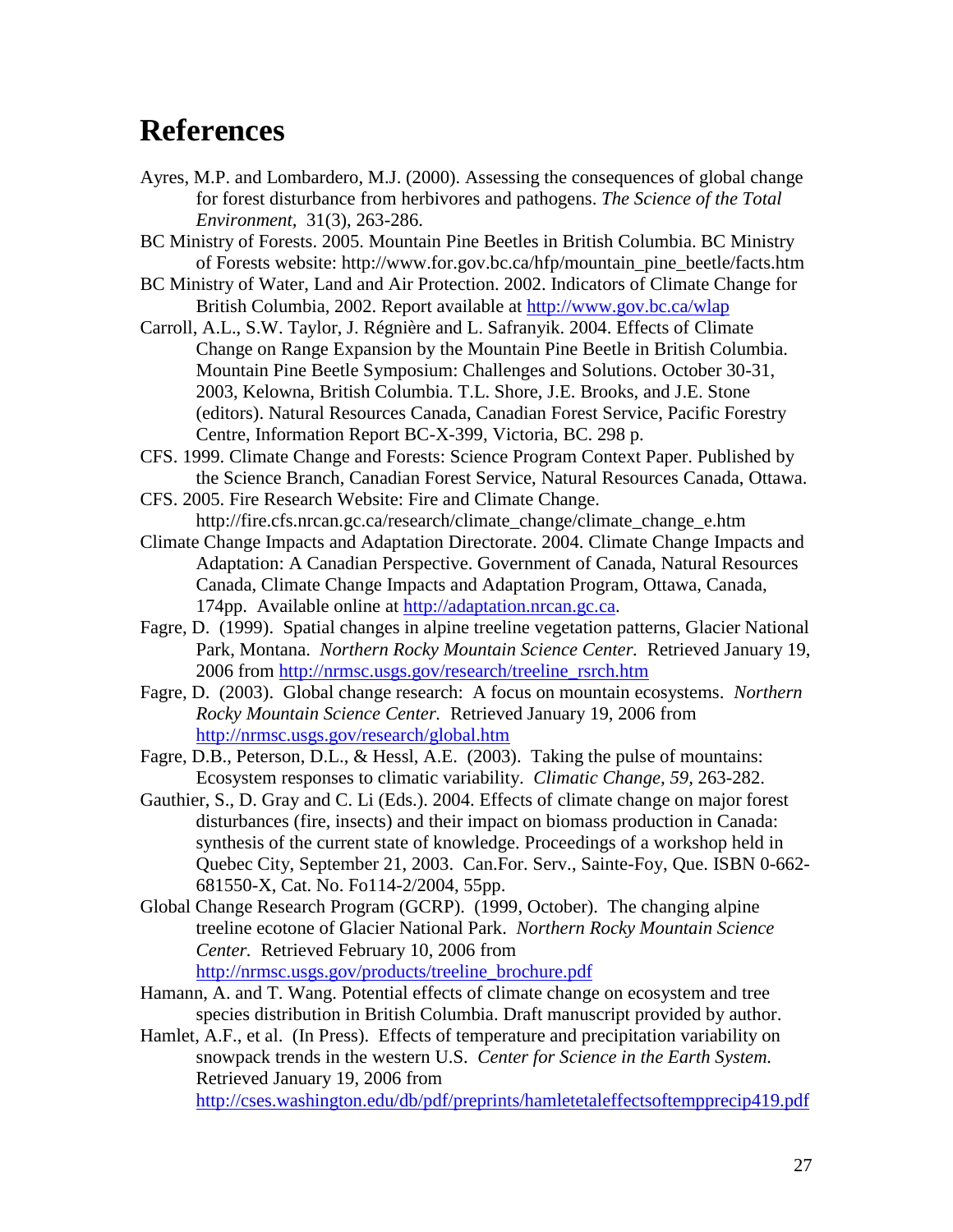# References

Ayres, M.P. and Lombardero, M.J. (2000). Assessing the consequences of global change for forest disturbance from herbivores and pathogens. *The Science of the Total Environment,* 31(3), 263-286.

BC Ministry of Forests. 2005. Mountain Pine Beetles in British Columbia. BC Ministry of Forests website: http://www.for.gov.bc.ca/hfp/mountain_pine_beetle/facts.htm

BC Ministry of Water, Land and Air Protection. 2002. Indicators of Climate Change for British Columbia, 2002. Report available at http://www.gov.bc.ca/wlap

Carroll, A.L., S.W. Taylor, J. Régnière and L. Safranyik. 2004. Effects of Climate Change on Range Expansion by the Mountain Pine Beetle in British Columbia. Mountain Pine Beetle Symposium: Challenges and Solutions. October 30-31, 2003, Kelowna, British Columbia. T.L. Shore, J.E. Brooks, and J.E. Stone (editors). Natural Resources Canada, Canadian Forest Service, Pacific Forestry Centre, Information Report BC-X-399, Victoria, BC. 298 p.

CFS. 1999. Climate Change and Forests: Science Program Context Paper. Published by the Science Branch, Canadian Forest Service, Natural Resources Canada, Ottawa.

CFS. 2005. Fire Research Website: Fire and Climate Change. http://fire.cfs.nrcan.gc.ca/research/climate_change/climate_change_e.htm

Climate Change Impacts and Adaptation Directorate. 2004. Climate Change Impacts and Adaptation: A Canadian Perspective. Government of Canada, Natural Resources Canada, Climate Change Impacts and Adaptation Program, Ottawa, Canada, 174pp. Available online at http://adaptation.nrcan.gc.ca.

Fagre, D. (1999). Spatial changes in alpine treeline vegetation patterns, Glacier National Park, Montana. *Northern Rocky Mountain Science Center.* Retrieved January 19, 2006 from http://nrmsc.usgs.gov/research/treeline_rsrch.htm

Fagre, D. (2003). Global change research: A focus on mountain ecosystems. *Northern Rocky Mountain Science Center.* Retrieved January 19, 2006 from http://nrmsc.usgs.gov/research/global.htm

Fagre, D.B., Peterson, D.L., & Hessl, A.E. (2003). Taking the pulse of mountains: Ecosystem responses to climatic variability. *Climatic Change, 59*, 263-282.

Gauthier, S., D. Gray and C. Li (Eds.). 2004. Effects of climate change on major forest disturbances (fire, insects) and their impact on biomass production in Canada: synthesis of the current state of knowledge. Proceedings of a workshop held in Quebec City, September 21, 2003. Can.For. Serv., Sainte-Foy, Que. ISBN 0-662-681550-X, Cat. No. Fo114-2/2004, 55pp.

Global Change Research Program (GCRP). (1999, October). The changing alpine treeline ecotone of Glacier National Park. *Northern Rocky Mountain Science Center.* Retrieved February 10, 2006 from http://nrmsc.usgs.gov/products/treeline_brochure.pdf

Hamann, A. and T. Wang. Potential effects of climate change on ecosystem and tree species distribution in British Columbia. Draft manuscript provided by author.

Hamlet, A.F., et al. (In Press). Effects of temperature and precipitation variability on snowpack trends in the western U.S. *Center for Science in the Earth System.* Retrieved January 19, 2006 from http://cses.washington.edu/db/pdf/preprints/hamletetaleffectsoftempprecip419.pdf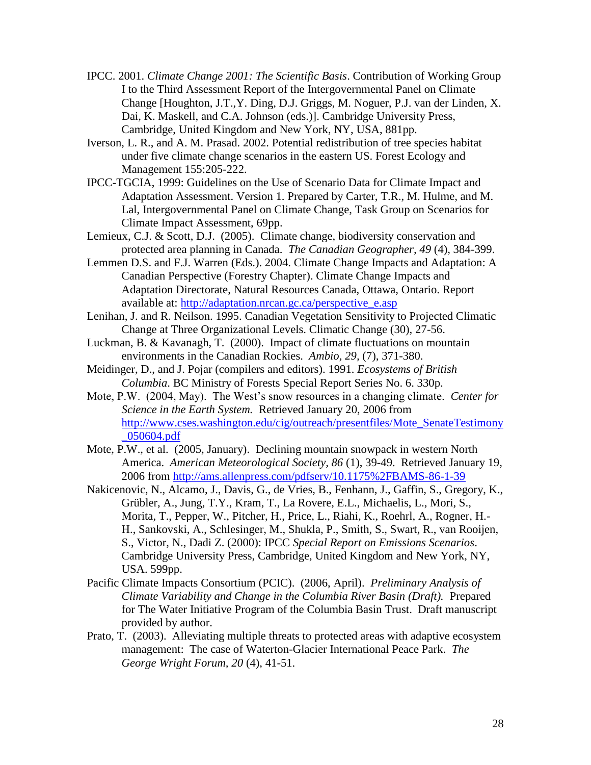IPCC. 2001. *Climate Change 2001: The Scientific Basis*. Contribution of Working Group I to the Third Assessment Report of the Intergovernmental Panel on Climate Change [Houghton, J.T.,Y. Ding, D.J. Griggs, M. Noguer, P.J. van der Linden, X. Dai, K. Maskell, and C.A. Johnson (eds.)]. Cambridge University Press, Cambridge, United Kingdom and New York, NY, USA, 881pp.

Iverson, L. R., and A. M. Prasad. 2002. Potential redistribution of tree species habitat under five climate change scenarios in the eastern US. Forest Ecology and Management 155:205-222.

IPCC-TGCIA, 1999: Guidelines on the Use of Scenario Data for Climate Impact and Adaptation Assessment. Version 1. Prepared by Carter, T.R., M. Hulme, and M. Lal, Intergovernmental Panel on Climate Change, Task Group on Scenarios for Climate Impact Assessment, 69pp.

Lemieux, C.J. & Scott, D.J. (2005). Climate change, biodiversity conservation and protected area planning in Canada. *The Canadian Geographer, 49* (4), 384-399.

Lemmen D.S. and F.J. Warren (Eds.). 2004. Climate Change Impacts and Adaptation: A Canadian Perspective (Forestry Chapter). Climate Change Impacts and Adaptation Directorate, Natural Resources Canada, Ottawa, Ontario. Report available at: http://adaptation.nrcan.gc.ca/perspective_e.asp

Lenihan, J. and R. Neilson. 1995. Canadian Vegetation Sensitivity to Projected Climatic Change at Three Organizational Levels. Climatic Change (30), 27-56.

Luckman, B. & Kavanagh, T. (2000). Impact of climate fluctuations on mountain environments in the Canadian Rockies. *Ambio, 29*, (7), 371-380.

Meidinger, D., and J. Pojar (compilers and editors). 1991. *Ecosystems of British Columbia*. BC Ministry of Forests Special Report Series No. 6. 330p.

Mote, P.W. (2004, May). The West's snow resources in a changing climate. *Center for Science in the Earth System.* Retrieved January 20, 2006 from http://www.cses.washington.edu/cig/outreach/presentfiles/Mote_SenateTestimony_050604.pdf

Mote, P.W., et al. (2005, January). Declining mountain snowpack in western North America. *American Meteorological Society, 86* (1), 39-49. Retrieved January 19, 2006 from http://ams.allenpress.com/pdfserv/10.1175%2FBAMS-86-1-39

Nakicenovic, N., Alcamo, J., Davis, G., de Vries, B., Fenhann, J., Gaffin, S., Gregory, K., Grübler, A., Jung, T.Y., Kram, T., La Rovere, E.L., Michaelis, L., Mori, S., Morita, T., Pepper, W., Pitcher, H., Price, L., Riahi, K., Roehrl, A., Rogner, H.-H., Sankovski, A., Schlesinger, M., Shukla, P., Smith, S., Swart, R., van Rooijen, S., Victor, N., Dadi Z. (2000): IPCC *Special Report on Emissions Scenarios*. Cambridge University Press, Cambridge, United Kingdom and New York, NY, USA. 599pp.

Pacific Climate Impacts Consortium (PCIC). (2006, April). *Preliminary Analysis of Climate Variability and Change in the Columbia River Basin (Draft).* Prepared for The Water Initiative Program of the Columbia Basin Trust. Draft manuscript provided by author.

Prato, T. (2003). Alleviating multiple threats to protected areas with adaptive ecosystem management: The case of Waterton-Glacier International Peace Park. *The George Wright Forum, 20* (4), 41-51.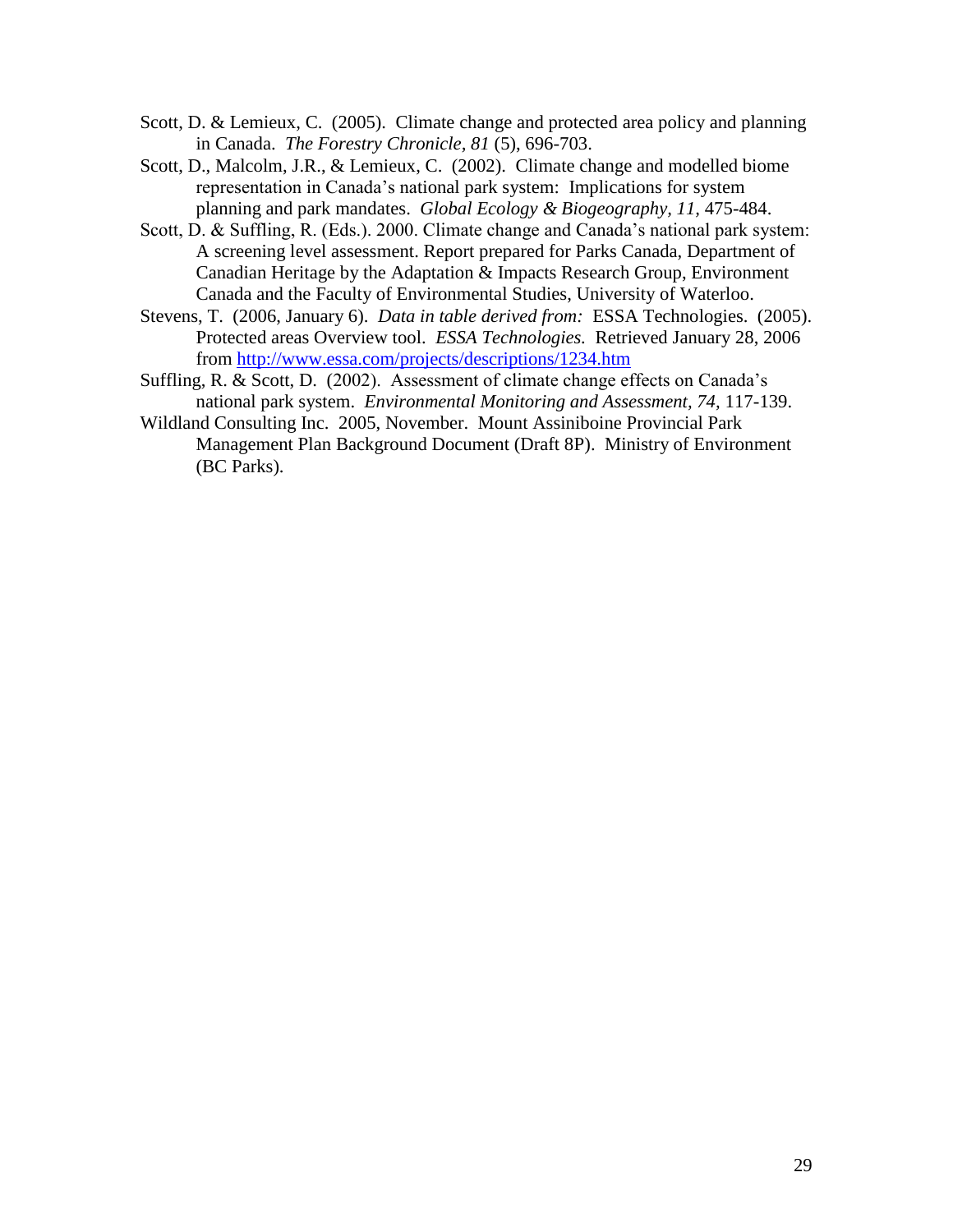Scott, D. & Lemieux, C. (2005). Climate change and protected area policy and planning in Canada. *The Forestry Chronicle, 81* (5), 696-703.

Scott, D., Malcolm, J.R., & Lemieux, C. (2002). Climate change and modelled biome representation in Canada's national park system: Implications for system planning and park mandates. *Global Ecology & Biogeography, 11*, 475-484.

Scott, D. & Suffling, R. (Eds.). 2000. Climate change and Canada's national park system: A screening level assessment. Report prepared for Parks Canada, Department of Canadian Heritage by the Adaptation & Impacts Research Group, Environment Canada and the Faculty of Environmental Studies, University of Waterloo.

Stevens, T. (2006, January 6). *Data in table derived from:* ESSA Technologies. (2005). Protected areas Overview tool. *ESSA Technologies.* Retrieved January 28, 2006 from [http://www.essa.com/projects/descriptions/1234.htm](http://www.essa.com/projects/descriptions/1234.htm)

Suffling, R. & Scott, D. (2002). Assessment of climate change effects on Canada's national park system. *Environmental Monitoring and Assessment, 74,* 117-139.

Wildland Consulting Inc. 2005, November. Mount Assiniboine Provincial Park Management Plan Background Document (Draft 8P). Ministry of Environment (BC Parks).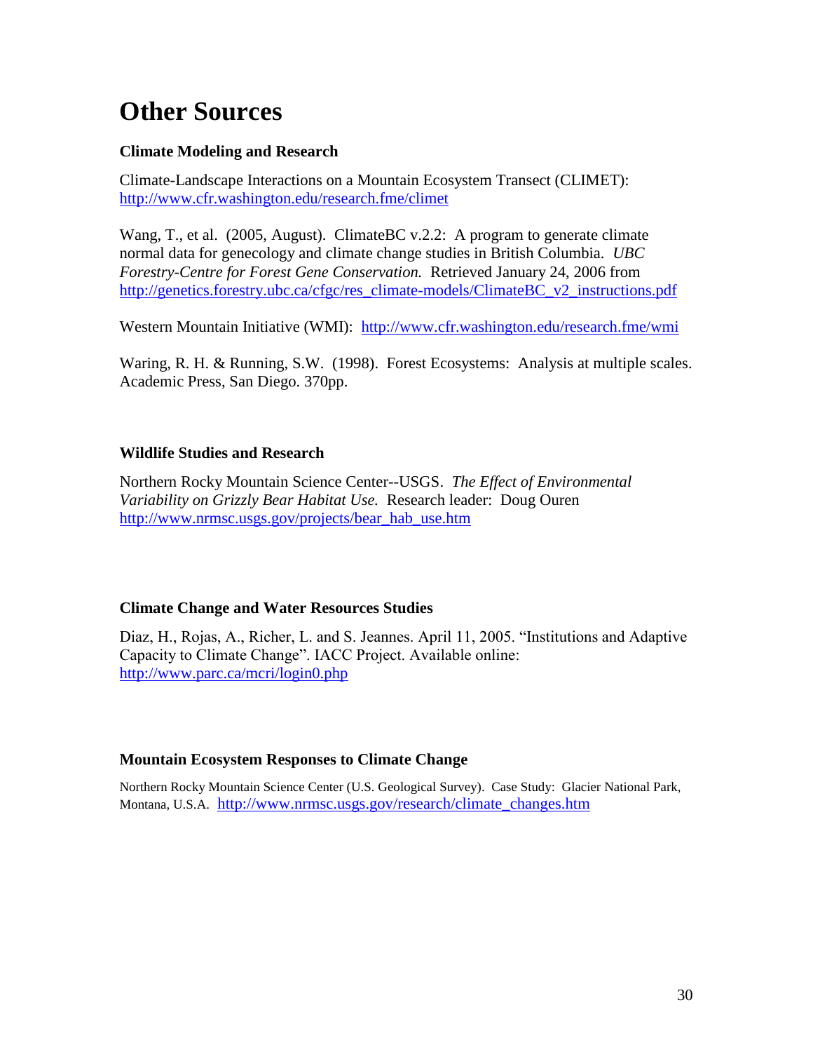# Other Sources

### Climate Modeling and Research

Climate-Landscape Interactions on a Mountain Ecosystem Transect (CLIMET): http://www.cfr.washington.edu/research.fme/climet

Wang, T., et al. (2005, August). ClimateBC v.2.2: A program to generate climate normal data for genecology and climate change studies in British Columbia. *UBC Forestry-Centre for Forest Gene Conservation.* Retrieved January 24, 2006 from http://genetics.forestry.ubc.ca/cfgc/res_climate-models/ClimateBC_v2_instructions.pdf

Western Mountain Initiative (WMI): http://www.cfr.washington.edu/research.fme/wmi

Waring, R. H. & Running, S.W. (1998). Forest Ecosystems: Analysis at multiple scales. Academic Press, San Diego. 370pp.

### Wildlife Studies and Research

Northern Rocky Mountain Science Center--USGS. *The Effect of Environmental Variability on Grizzly Bear Habitat Use.* Research leader: Doug Ouren http://www.nrmsc.usgs.gov/projects/bear_hab_use.htm

### Climate Change and Water Resources Studies

Diaz, H., Rojas, A., Richer, L. and S. Jeannes. April 11, 2005. "Institutions and Adaptive Capacity to Climate Change". IACC Project. Available online: http://www.parc.ca/mcri/login0.php

### Mountain Ecosystem Responses to Climate Change

Northern Rocky Mountain Science Center (U.S. Geological Survey). Case Study: Glacier National Park, Montana, U.S.A. http://www.nrmsc.usgs.gov/research/climate_changes.htm